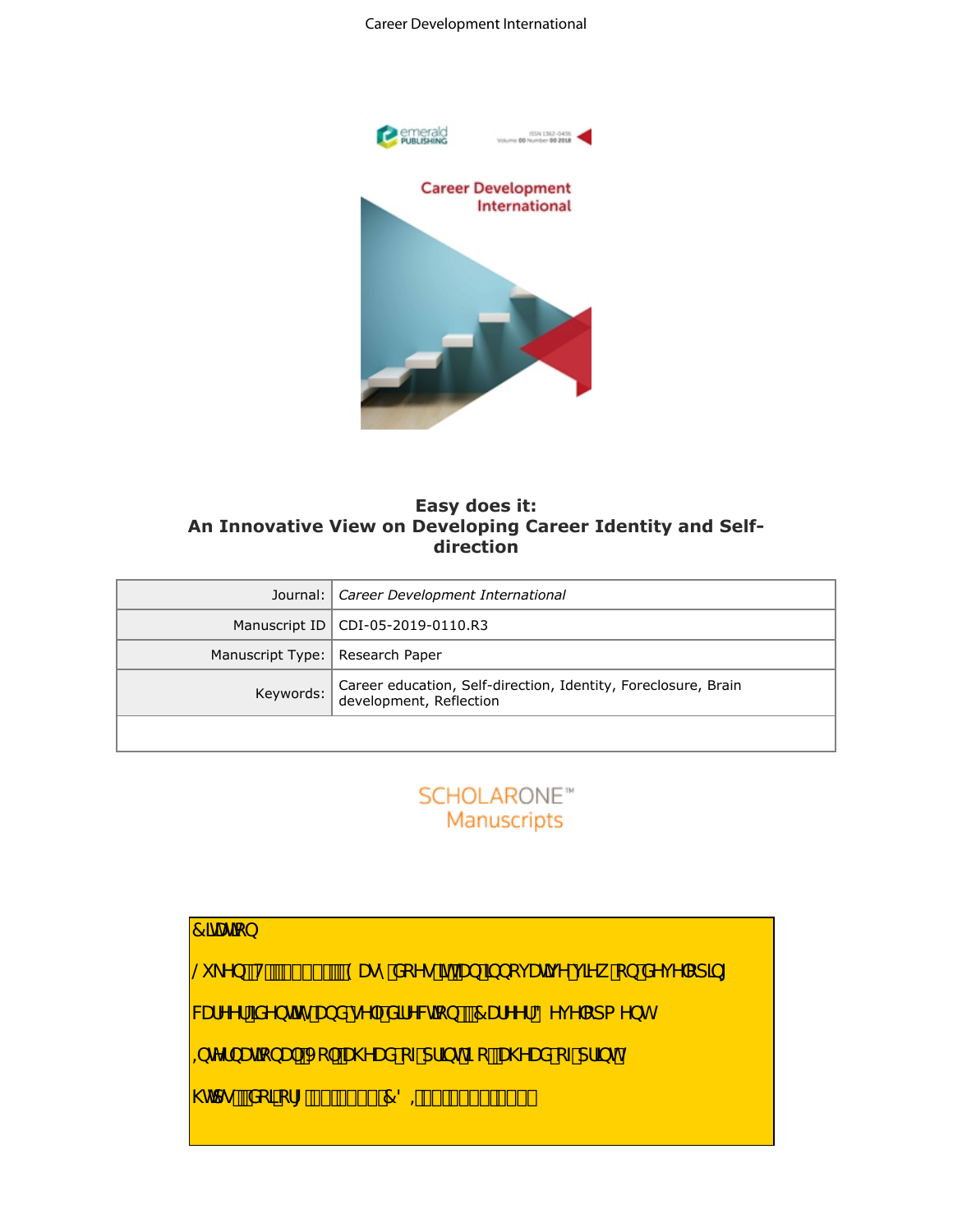Career Development International

# Easy does it:
## An Innovative View on Developing Career Identity and Self-direction

| Journal: | *Career Development International* |
| --- | --- |
| Manuscript ID | CDI-05-2019-0110.R3 |
| Manuscript Type: | Research Paper |
| Keywords: | Career education, Self-direction, Identity, Foreclosure, Brain development, Reflection |

SCHOLARONE™ Manuscripts

Citation

Luken, T. (2020), Easy does it: an innovative view on developing career identity and self-direction, Career Development International, Vol. ahead of print No. ahead of print.

https://doi.org/10.1108/CDI-05-2019-0110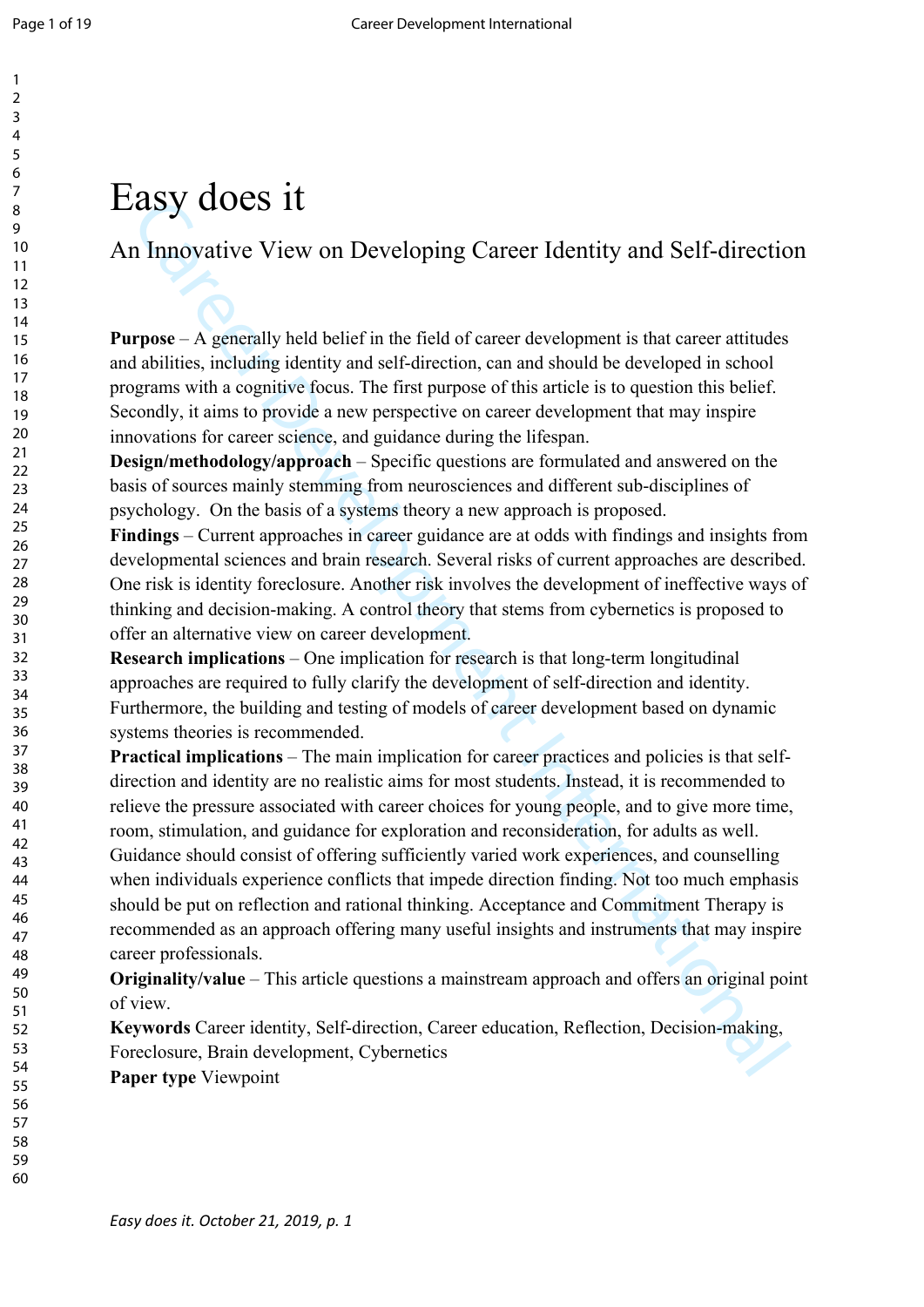# Easy does it

## An Innovative View on Developing Career Identity and Self-direction

**Purpose** – A generally held belief in the field of career development is that career attitudes and abilities, including identity and self-direction, can and should be developed in school programs with a cognitive focus. The first purpose of this article is to question this belief. Secondly, it aims to provide a new perspective on career development that may inspire innovations for career science, and guidance during the lifespan.

**Design/methodology/approach** – Specific questions are formulated and answered on the basis of sources mainly stemming from neurosciences and different sub-disciplines of psychology. On the basis of a systems theory a new approach is proposed.

**Findings** – Current approaches in career guidance are at odds with findings and insights from developmental sciences and brain research. Several risks of current approaches are described. One risk is identity foreclosure. Another risk involves the development of ineffective ways of thinking and decision-making. A control theory that stems from cybernetics is proposed to offer an alternative view on career development.

**Research implications** – One implication for research is that long-term longitudinal approaches are required to fully clarify the development of self-direction and identity. Furthermore, the building and testing of models of career development based on dynamic systems theories is recommended.

**Practical implications** – The main implication for career practices and policies is that self-direction and identity are no realistic aims for most students. Instead, it is recommended to relieve the pressure associated with career choices for young people, and to give more time, room, stimulation, and guidance for exploration and reconsideration, for adults as well. Guidance should consist of offering sufficiently varied work experiences, and counselling when individuals experience conflicts that impede direction finding. Not too much emphasis should be put on reflection and rational thinking. Acceptance and Commitment Therapy is recommended as an approach offering many useful insights and instruments that may inspire career professionals.

**Originality/value** – This article questions a mainstream approach and offers an original point of view.

**Keywords** Career identity, Self-direction, Career education, Reflection, Decision-making, Foreclosure, Brain development, Cybernetics

**Paper type** Viewpoint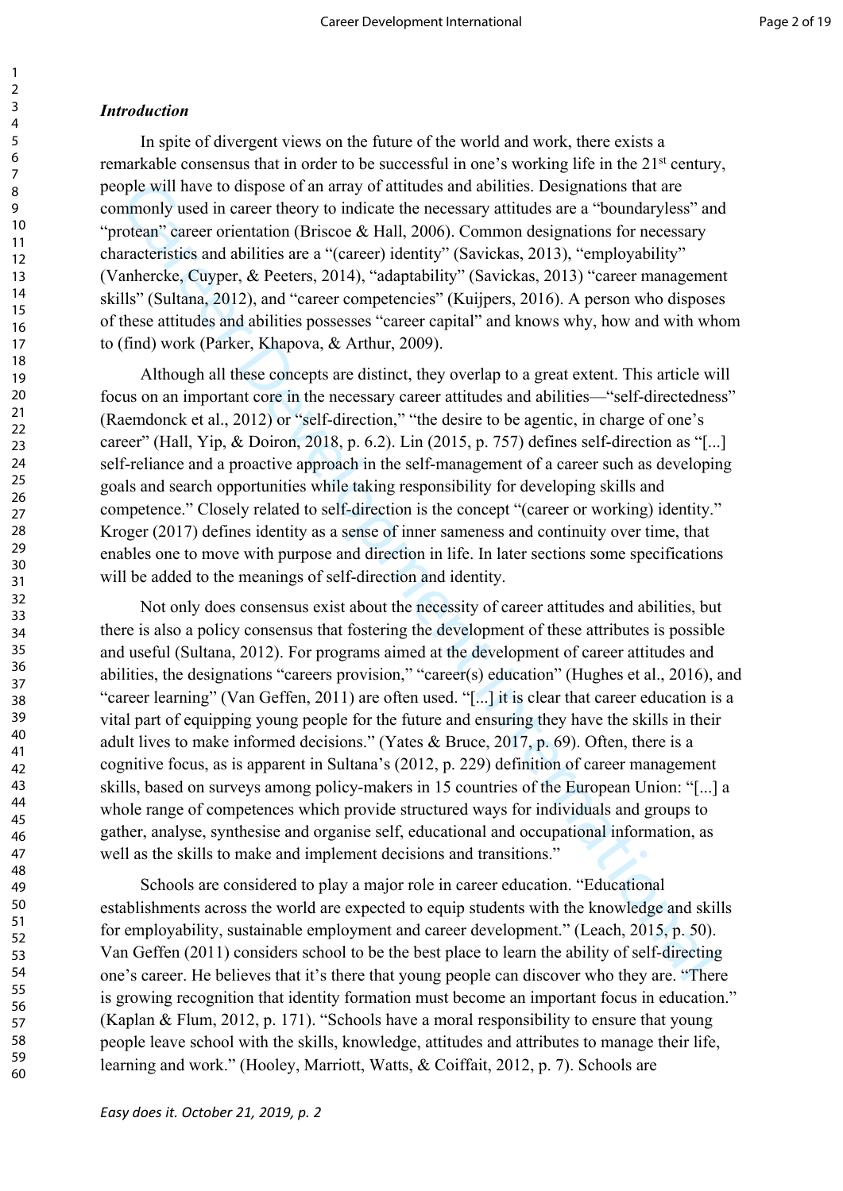### *Introduction*

In spite of divergent views on the future of the world and work, there exists a remarkable consensus that in order to be successful in one's working life in the 21st century, people will have to dispose of an array of attitudes and abilities. Designations that are commonly used in career theory to indicate the necessary attitudes are a "boundaryless" and "protean" career orientation (Briscoe & Hall, 2006). Common designations for necessary characteristics and abilities are a "(career) identity" (Savickas, 2013), "employability" (Vanhercke, Cuyper, & Peeters, 2014), "adaptability" (Savickas, 2013) "career management skills" (Sultana, 2012), and "career competencies" (Kuijpers, 2016). A person who disposes of these attitudes and abilities possesses "career capital" and knows why, how and with whom to (find) work (Parker, Khapova, & Arthur, 2009).

Although all these concepts are distinct, they overlap to a great extent. This article will focus on an important core in the necessary career attitudes and abilities—"self-directedness" (Raemdonck et al., 2012) or "self-direction," "the desire to be agentic, in charge of one's career" (Hall, Yip, & Doiron, 2018, p. 6.2). Lin (2015, p. 757) defines self-direction as "[...] self-reliance and a proactive approach in the self-management of a career such as developing goals and search opportunities while taking responsibility for developing skills and competence." Closely related to self-direction is the concept "(career or working) identity." Kroger (2017) defines identity as a sense of inner sameness and continuity over time, that enables one to move with purpose and direction in life. In later sections some specifications will be added to the meanings of self-direction and identity.

Not only does consensus exist about the necessity of career attitudes and abilities, but there is also a policy consensus that fostering the development of these attributes is possible and useful (Sultana, 2012). For programs aimed at the development of career attitudes and abilities, the designations "careers provision," "career(s) education" (Hughes et al., 2016), and "career learning" (Van Geffen, 2011) are often used. "[...] it is clear that career education is a vital part of equipping young people for the future and ensuring they have the skills in their adult lives to make informed decisions." (Yates & Bruce, 2017, p. 69). Often, there is a cognitive focus, as is apparent in Sultana's (2012, p. 229) definition of career management skills, based on surveys among policy-makers in 15 countries of the European Union: "[...] a whole range of competences which provide structured ways for individuals and groups to gather, analyse, synthesise and organise self, educational and occupational information, as well as the skills to make and implement decisions and transitions."

Schools are considered to play a major role in career education. "Educational establishments across the world are expected to equip students with the knowledge and skills for employability, sustainable employment and career development." (Leach, 2015, p. 50). Van Geffen (2011) considers school to be the best place to learn the ability of self-directing one's career. He believes that it's there that young people can discover who they are. "There is growing recognition that identity formation must become an important focus in education." (Kaplan & Flum, 2012, p. 171). "Schools have a moral responsibility to ensure that young people leave school with the skills, knowledge, attitudes and attributes to manage their life, learning and work." (Hooley, Marriott, Watts, & Coiffait, 2012, p. 7). Schools are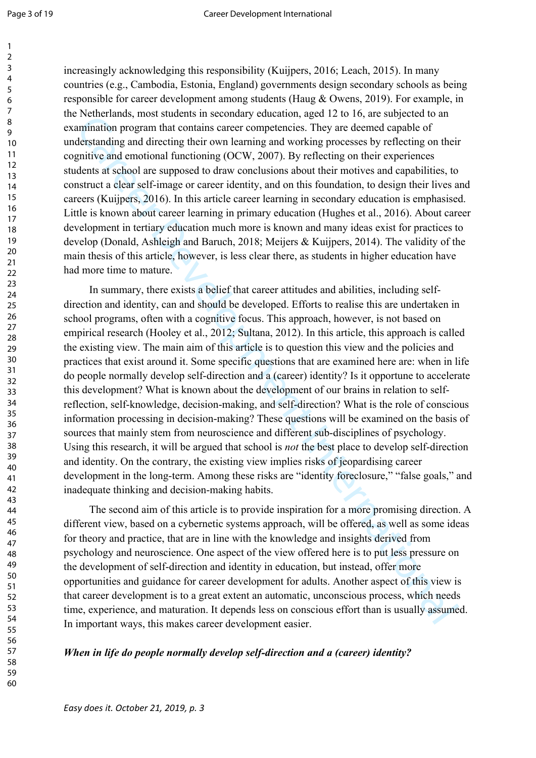increasingly acknowledging this responsibility (Kuijpers, 2016; Leach, 2015). In many countries (e.g., Cambodia, Estonia, England) governments design secondary schools as being responsible for career development among students (Haug & Owens, 2019). For example, in the Netherlands, most students in secondary education, aged 12 to 16, are subjected to an examination program that contains career competencies. They are deemed capable of understanding and directing their own learning and working processes by reflecting on their cognitive and emotional functioning (OCW, 2007). By reflecting on their experiences students at school are supposed to draw conclusions about their motives and capabilities, to construct a clear self-image or career identity, and on this foundation, to design their lives and careers (Kuijpers, 2016). In this article career learning in secondary education is emphasised. Little is known about career learning in primary education (Hughes et al., 2016). About career development in tertiary education much more is known and many ideas exist for practices to develop (Donald, Ashleigh and Baruch, 2018; Meijers & Kuijpers, 2014). The validity of the main thesis of this article, however, is less clear there, as students in higher education have had more time to mature.

In summary, there exists a belief that career attitudes and abilities, including self-direction and identity, can and should be developed. Efforts to realise this are undertaken in school programs, often with a cognitive focus. This approach, however, is not based on empirical research (Hooley et al., 2012; Sultana, 2012). In this article, this approach is called the existing view. The main aim of this article is to question this view and the policies and practices that exist around it. Some specific questions that are examined here are: when in life do people normally develop self-direction and a (career) identity? Is it opportune to accelerate this development? What is known about the development of our brains in relation to self-reflection, self-knowledge, decision-making, and self-direction? What is the role of conscious information processing in decision-making? These questions will be examined on the basis of sources that mainly stem from neuroscience and different sub-disciplines of psychology. Using this research, it will be argued that school is *not* the best place to develop self-direction and identity. On the contrary, the existing view implies risks of jeopardising career development in the long-term. Among these risks are "identity foreclosure," "false goals," and inadequate thinking and decision-making habits.

The second aim of this article is to provide inspiration for a more promising direction. A different view, based on a cybernetic systems approach, will be offered, as well as some ideas for theory and practice, that are in line with the knowledge and insights derived from psychology and neuroscience. One aspect of the view offered here is to put less pressure on the development of self-direction and identity in education, but instead, offer more opportunities and guidance for career development for adults. Another aspect of this view is that career development is to a great extent an automatic, unconscious process, which needs time, experience, and maturation. It depends less on conscious effort than is usually assumed. In important ways, this makes career development easier.

***When in life do people normally develop self-direction and a (career) identity?***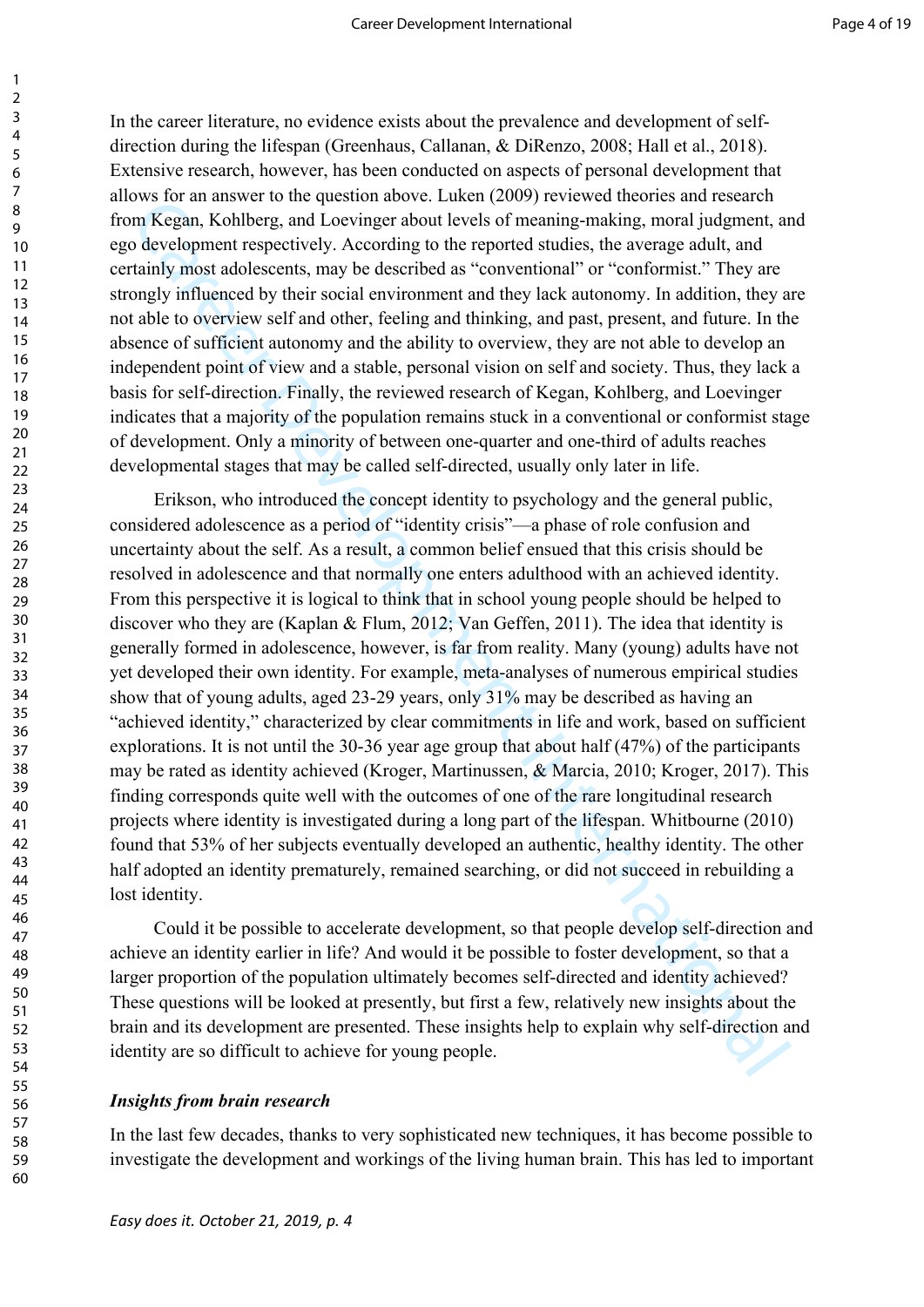In the career literature, no evidence exists about the prevalence and development of self-direction during the lifespan (Greenhaus, Callanan, & DiRenzo, 2008; Hall et al., 2018). Extensive research, however, has been conducted on aspects of personal development that allows for an answer to the question above. Luken (2009) reviewed theories and research from Kegan, Kohlberg, and Loevinger about levels of meaning-making, moral judgment, and ego development respectively. According to the reported studies, the average adult, and certainly most adolescents, may be described as "conventional" or "conformist." They are strongly influenced by their social environment and they lack autonomy. In addition, they are not able to overview self and other, feeling and thinking, and past, present, and future. In the absence of sufficient autonomy and the ability to overview, they are not able to develop an independent point of view and a stable, personal vision on self and society. Thus, they lack a basis for self-direction. Finally, the reviewed research of Kegan, Kohlberg, and Loevinger indicates that a majority of the population remains stuck in a conventional or conformist stage of development. Only a minority of between one-quarter and one-third of adults reaches developmental stages that may be called self-directed, usually only later in life.

Erikson, who introduced the concept identity to psychology and the general public, considered adolescence as a period of "identity crisis"—a phase of role confusion and uncertainty about the self. As a result, a common belief ensued that this crisis should be resolved in adolescence and that normally one enters adulthood with an achieved identity. From this perspective it is logical to think that in school young people should be helped to discover who they are (Kaplan & Flum, 2012; Van Geffen, 2011). The idea that identity is generally formed in adolescence, however, is far from reality. Many (young) adults have not yet developed their own identity. For example, meta-analyses of numerous empirical studies show that of young adults, aged 23-29 years, only 31% may be described as having an "achieved identity," characterized by clear commitments in life and work, based on sufficient explorations. It is not until the 30-36 year age group that about half (47%) of the participants may be rated as identity achieved (Kroger, Martinussen, & Marcia, 2010; Kroger, 2017). This finding corresponds quite well with the outcomes of one of the rare longitudinal research projects where identity is investigated during a long part of the lifespan. Whitbourne (2010) found that 53% of her subjects eventually developed an authentic, healthy identity. The other half adopted an identity prematurely, remained searching, or did not succeed in rebuilding a lost identity.

Could it be possible to accelerate development, so that people develop self-direction and achieve an identity earlier in life? And would it be possible to foster development, so that a larger proportion of the population ultimately becomes self-directed and identity achieved? These questions will be looked at presently, but first a few, relatively new insights about the brain and its development are presented. These insights help to explain why self-direction and identity are so difficult to achieve for young people.

### *Insights from brain research*

In the last few decades, thanks to very sophisticated new techniques, it has become possible to investigate the development and workings of the living human brain. This has led to important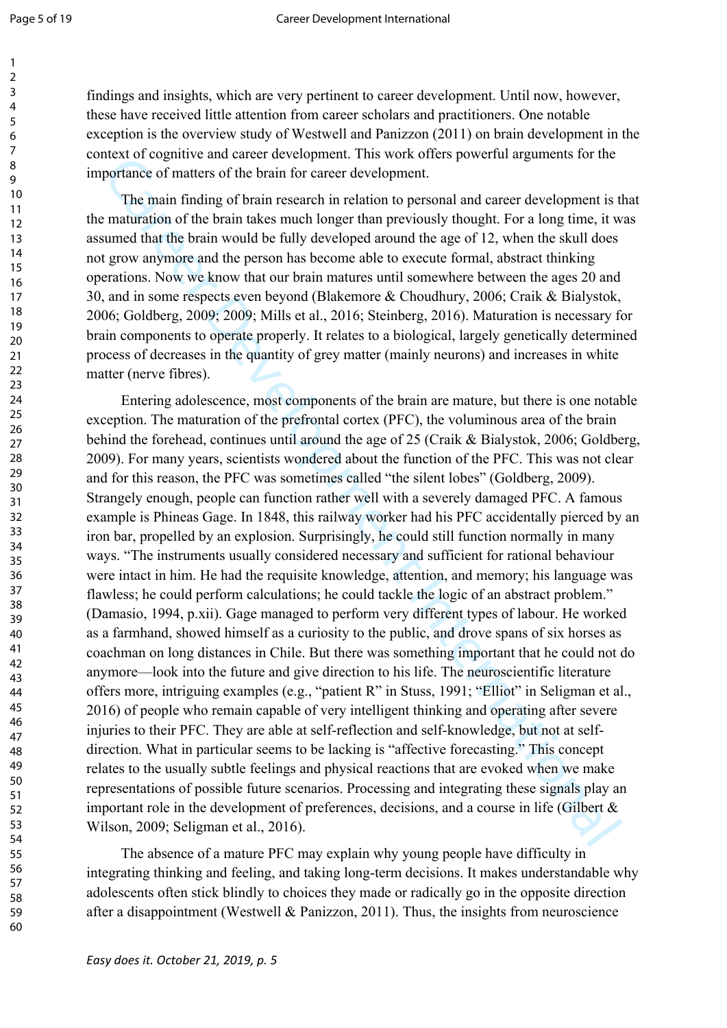findings and insights, which are very pertinent to career development. Until now, however, these have received little attention from career scholars and practitioners. One notable exception is the overview study of Westwell and Panizzon (2011) on brain development in the context of cognitive and career development. This work offers powerful arguments for the importance of matters of the brain for career development.

The main finding of brain research in relation to personal and career development is that the maturation of the brain takes much longer than previously thought. For a long time, it was assumed that the brain would be fully developed around the age of 12, when the skull does not grow anymore and the person has become able to execute formal, abstract thinking operations. Now we know that our brain matures until somewhere between the ages 20 and 30, and in some respects even beyond (Blakemore & Choudhury, 2006; Craik & Bialystok, 2006; Goldberg, 2009; 2009; Mills et al., 2016; Steinberg, 2016). Maturation is necessary for brain components to operate properly. It relates to a biological, largely genetically determined process of decreases in the quantity of grey matter (mainly neurons) and increases in white matter (nerve fibres).

Entering adolescence, most components of the brain are mature, but there is one notable exception. The maturation of the prefrontal cortex (PFC), the voluminous area of the brain behind the forehead, continues until around the age of 25 (Craik & Bialystok, 2006; Goldberg, 2009). For many years, scientists wondered about the function of the PFC. This was not clear and for this reason, the PFC was sometimes called "the silent lobes" (Goldberg, 2009). Strangely enough, people can function rather well with a severely damaged PFC. A famous example is Phineas Gage. In 1848, this railway worker had his PFC accidentally pierced by an iron bar, propelled by an explosion. Surprisingly, he could still function normally in many ways. "The instruments usually considered necessary and sufficient for rational behaviour were intact in him. He had the requisite knowledge, attention, and memory; his language was flawless; he could perform calculations; he could tackle the logic of an abstract problem." (Damasio, 1994, p.xii). Gage managed to perform very different types of labour. He worked as a farmhand, showed himself as a curiosity to the public, and drove spans of six horses as coachman on long distances in Chile. But there was something important that he could not do anymore—look into the future and give direction to his life. The neuroscientific literature offers more, intriguing examples (e.g., "patient R" in Stuss, 1991; "Elliot" in Seligman et al., 2016) of people who remain capable of very intelligent thinking and operating after severe injuries to their PFC. They are able at self-reflection and self-knowledge, but not at self-direction. What in particular seems to be lacking is "affective forecasting." This concept relates to the usually subtle feelings and physical reactions that are evoked when we make representations of possible future scenarios. Processing and integrating these signals play an important role in the development of preferences, decisions, and a course in life (Gilbert & Wilson, 2009; Seligman et al., 2016).

The absence of a mature PFC may explain why young people have difficulty in integrating thinking and feeling, and taking long-term decisions. It makes understandable why adolescents often stick blindly to choices they made or radically go in the opposite direction after a disappointment (Westwell & Panizzon, 2011). Thus, the insights from neuroscience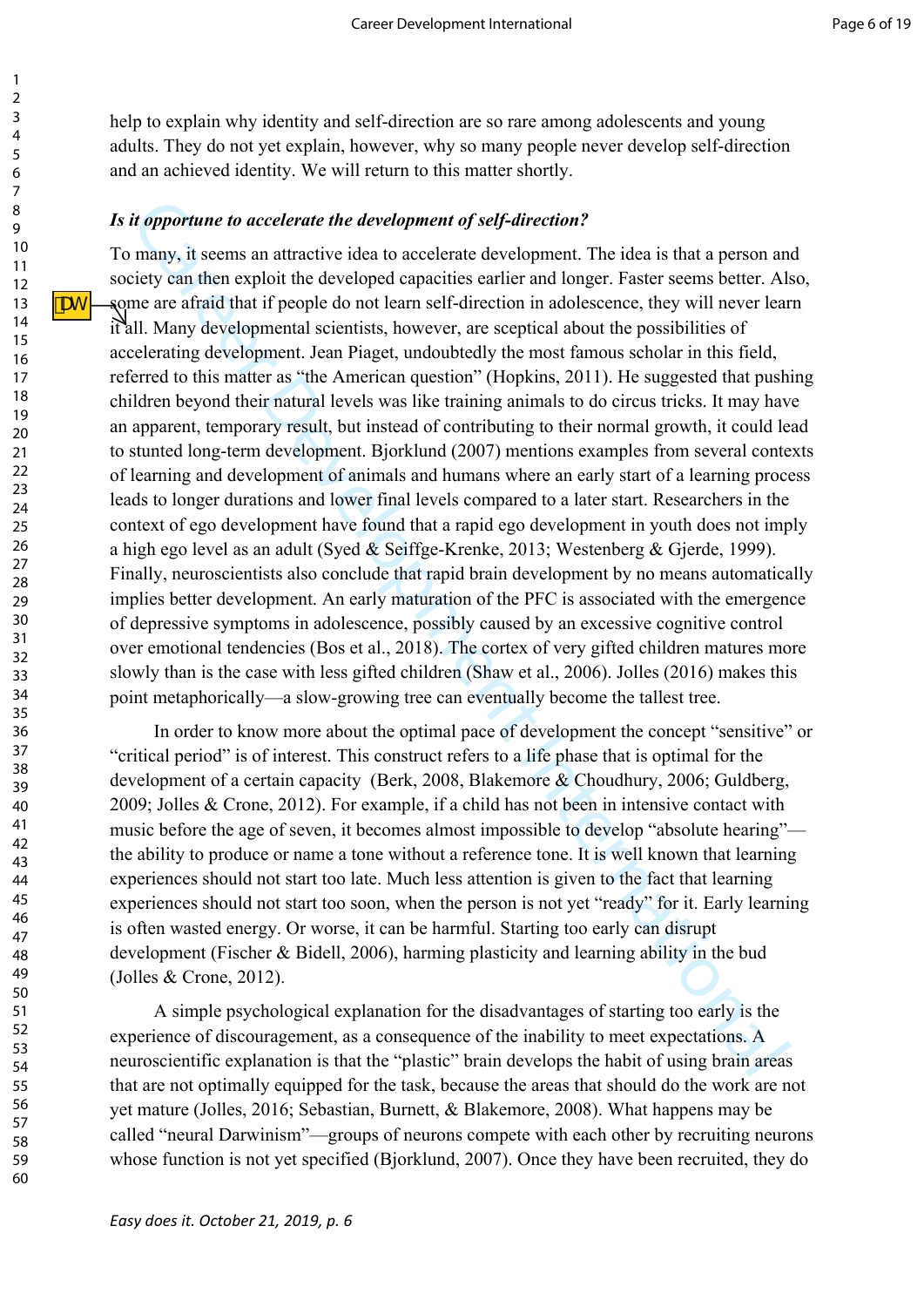help to explain why identity and self-direction are so rare among adolescents and young adults. They do not yet explain, however, why so many people never develop self-direction and an achieved identity. We will return to this matter shortly.

***Is it opportune to accelerate the development of self-direction?***

To many, it seems an attractive idea to accelerate development. The idea is that a person and society can then exploit the developed capacities earlier and longer. Faster seems better. Also, some are afraid that if people do not learn self-direction in adolescence, they will never learn it all. Many developmental scientists, however, are sceptical about the possibilities of accelerating development. Jean Piaget, undoubtedly the most famous scholar in this field, referred to this matter as "the American question" (Hopkins, 2011). He suggested that pushing children beyond their natural levels was like training animals to do circus tricks. It may have an apparent, temporary result, but instead of contributing to their normal growth, it could lead to stunted long-term development. Bjorklund (2007) mentions examples from several contexts of learning and development of animals and humans where an early start of a learning process leads to longer durations and lower final levels compared to a later start. Researchers in the context of ego development have found that a rapid ego development in youth does not imply a high ego level as an adult (Syed & Seiffge-Krenke, 2013; Westenberg & Gjerde, 1999). Finally, neuroscientists also conclude that rapid brain development by no means automatically implies better development. An early maturation of the PFC is associated with the emergence of depressive symptoms in adolescence, possibly caused by an excessive cognitive control over emotional tendencies (Bos et al., 2018). The cortex of very gifted children matures more slowly than is the case with less gifted children (Shaw et al., 2006). Jolles (2016) makes this point metaphorically—a slow-growing tree can eventually become the tallest tree.

In order to know more about the optimal pace of development the concept "sensitive" or "critical period" is of interest. This construct refers to a life phase that is optimal for the development of a certain capacity (Berk, 2008, Blakemore & Choudhury, 2006; Guldberg, 2009; Jolles & Crone, 2012). For example, if a child has not been in intensive contact with music before the age of seven, it becomes almost impossible to develop "absolute hearing"—the ability to produce or name a tone without a reference tone. It is well known that learning experiences should not start too late. Much less attention is given to the fact that learning experiences should not start too soon, when the person is not yet "ready" for it. Early learning is often wasted energy. Or worse, it can be harmful. Starting too early can disrupt development (Fischer & Bidell, 2006), harming plasticity and learning ability in the bud (Jolles & Crone, 2012).

A simple psychological explanation for the disadvantages of starting too early is the experience of discouragement, as a consequence of the inability to meet expectations. A neuroscientific explanation is that the "plastic" brain develops the habit of using brain areas that are not optimally equipped for the task, because the areas that should do the work are not yet mature (Jolles, 2016; Sebastian, Burnett, & Blakemore, 2008). What happens may be called "neural Darwinism"—groups of neurons compete with each other by recruiting neurons whose function is not yet specified (Bjorklund, 2007). Once they have been recruited, they do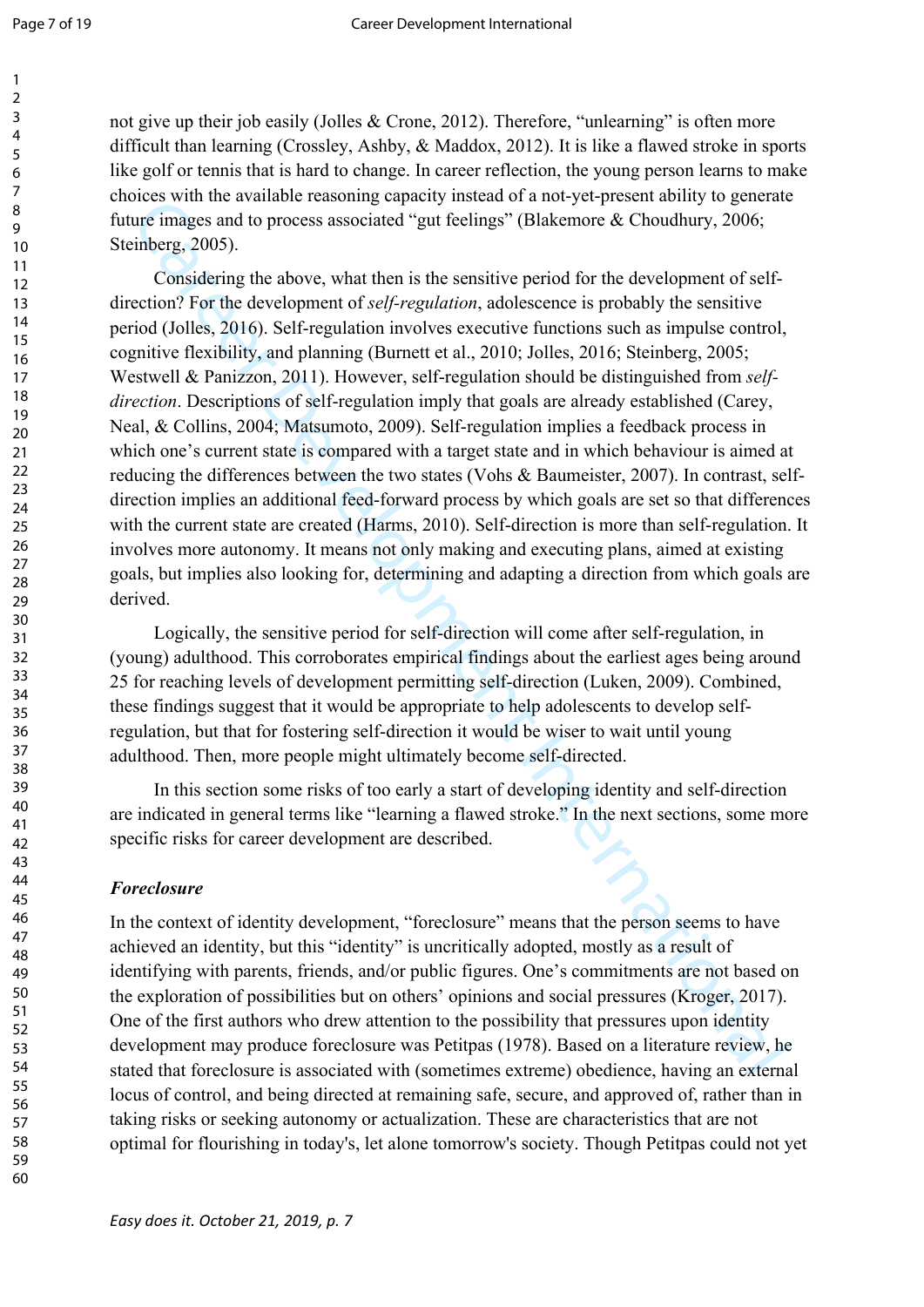not give up their job easily (Jolles & Crone, 2012). Therefore, "unlearning" is often more difficult than learning (Crossley, Ashby, & Maddox, 2012). It is like a flawed stroke in sports like golf or tennis that is hard to change. In career reflection, the young person learns to make choices with the available reasoning capacity instead of a not-yet-present ability to generate future images and to process associated "gut feelings" (Blakemore & Choudhury, 2006; Steinberg, 2005).

Considering the above, what then is the sensitive period for the development of self-direction? For the development of *self-regulation*, adolescence is probably the sensitive period (Jolles, 2016). Self-regulation involves executive functions such as impulse control, cognitive flexibility, and planning (Burnett et al., 2010; Jolles, 2016; Steinberg, 2005; Westwell & Panizzon, 2011). However, self-regulation should be distinguished from *self-direction*. Descriptions of self-regulation imply that goals are already established (Carey, Neal, & Collins, 2004; Matsumoto, 2009). Self-regulation implies a feedback process in which one's current state is compared with a target state and in which behaviour is aimed at reducing the differences between the two states (Vohs & Baumeister, 2007). In contrast, self-direction implies an additional feed-forward process by which goals are set so that differences with the current state are created (Harms, 2010). Self-direction is more than self-regulation. It involves more autonomy. It means not only making and executing plans, aimed at existing goals, but implies also looking for, determining and adapting a direction from which goals are derived.

Logically, the sensitive period for self-direction will come after self-regulation, in (young) adulthood. This corroborates empirical findings about the earliest ages being around 25 for reaching levels of development permitting self-direction (Luken, 2009). Combined, these findings suggest that it would be appropriate to help adolescents to develop self-regulation, but that for fostering self-direction it would be wiser to wait until young adulthood. Then, more people might ultimately become self-directed.

In this section some risks of too early a start of developing identity and self-direction are indicated in general terms like "learning a flawed stroke." In the next sections, some more specific risks for career development are described.

### *Foreclosure*

In the context of identity development, "foreclosure" means that the person seems to have achieved an identity, but this "identity" is uncritically adopted, mostly as a result of identifying with parents, friends, and/or public figures. One's commitments are not based on the exploration of possibilities but on others' opinions and social pressures (Kroger, 2017). One of the first authors who drew attention to the possibility that pressures upon identity development may produce foreclosure was Petitpas (1978). Based on a literature review, he stated that foreclosure is associated with (sometimes extreme) obedience, having an external locus of control, and being directed at remaining safe, secure, and approved of, rather than in taking risks or seeking autonomy or actualization. These are characteristics that are not optimal for flourishing in today's, let alone tomorrow's society. Though Petitpas could not yet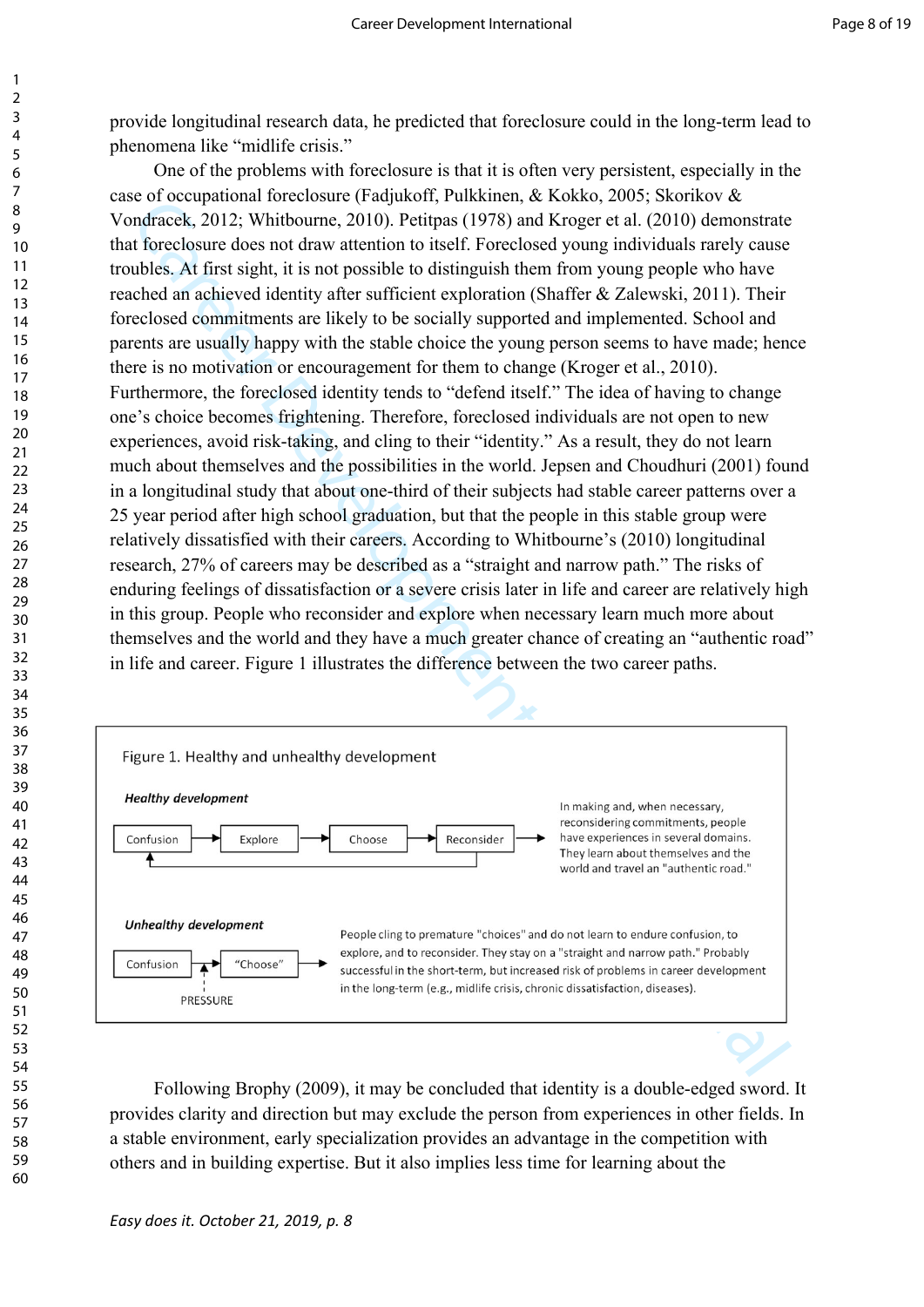provide longitudinal research data, he predicted that foreclosure could in the long-term lead to phenomena like "midlife crisis."

One of the problems with foreclosure is that it is often very persistent, especially in the case of occupational foreclosure (Fadjukoff, Pulkkinen, & Kokko, 2005; Skorikov & Vondracek, 2012; Whitbourne, 2010). Petitpas (1978) and Kroger et al. (2010) demonstrate that foreclosure does not draw attention to itself. Foreclosed young individuals rarely cause troubles. At first sight, it is not possible to distinguish them from young people who have reached an achieved identity after sufficient exploration (Shaffer & Zalewski, 2011). Their foreclosed commitments are likely to be socially supported and implemented. School and parents are usually happy with the stable choice the young person seems to have made; hence there is no motivation or encouragement for them to change (Kroger et al., 2010). Furthermore, the foreclosed identity tends to "defend itself." The idea of having to change one's choice becomes frightening. Therefore, foreclosed individuals are not open to new experiences, avoid risk-taking, and cling to their "identity." As a result, they do not learn much about themselves and the possibilities in the world. Jepsen and Choudhuri (2001) found in a longitudinal study that about one-third of their subjects had stable career patterns over a 25 year period after high school graduation, but that the people in this stable group were relatively dissatisfied with their careers. According to Whitbourne's (2010) longitudinal research, 27% of careers may be described as a "straight and narrow path." The risks of enduring feelings of dissatisfaction or a severe crisis later in life and career are relatively high in this group. People who reconsider and explore when necessary learn much more about themselves and the world and they have a much greater chance of creating an "authentic road" in life and career. Figure 1 illustrates the difference between the two career paths.

Figure 1. Healthy and unhealthy development

***Healthy development***

Confusion → Explore → Choose → Reconsider → (Reconsider loops back to Confusion)

In making and, when necessary, reconsidering commitments, people have experiences in several domains. They learn about themselves and the world and travel an "authentic road."

***Unhealthy development***

Confusion → "Choose" → (PRESSURE acting on the transition)

People cling to premature "choices" and do not learn to endure confusion, to explore, and to reconsider. They stay on a "straight and narrow path." Probably successful in the short-term, but increased risk of problems in career development in the long-term (e.g., midlife crisis, chronic dissatisfaction, diseases).

Following Brophy (2009), it may be concluded that identity is a double-edged sword. It provides clarity and direction but may exclude the person from experiences in other fields. In a stable environment, early specialization provides an advantage in the competition with others and in building expertise. But it also implies less time for learning about the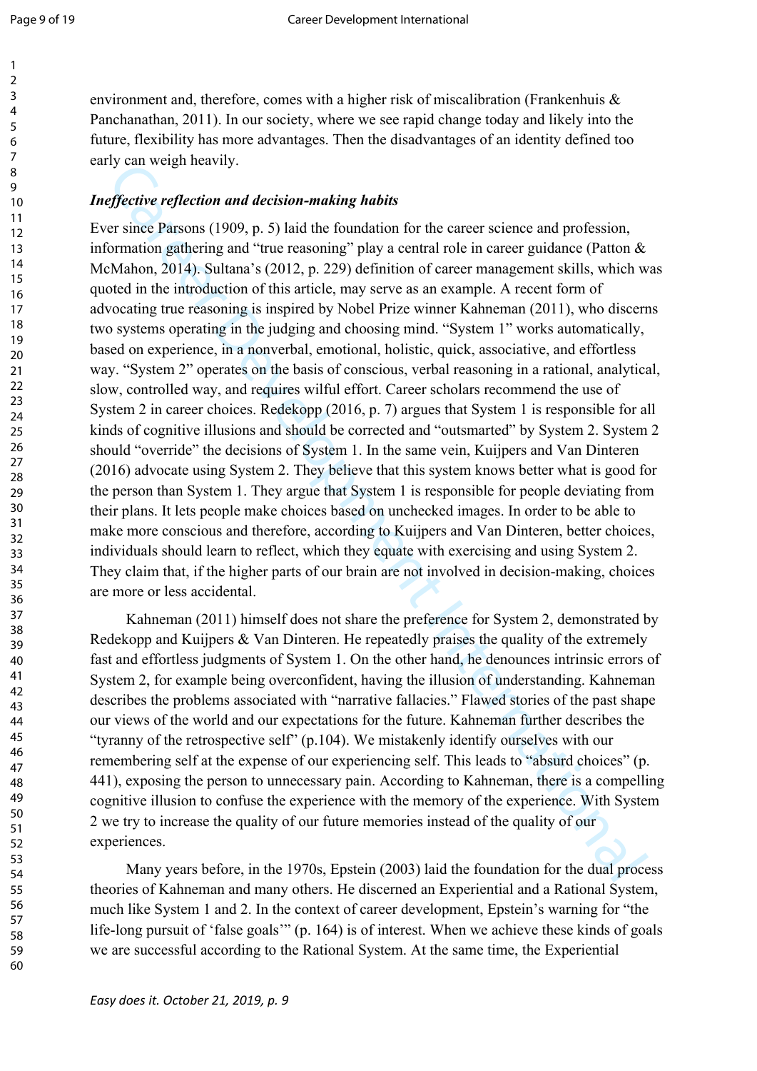environment and, therefore, comes with a higher risk of miscalibration (Frankenhuis & Panchanathan, 2011). In our society, where we see rapid change today and likely into the future, flexibility has more advantages. Then the disadvantages of an identity defined too early can weigh heavily.

***Ineffective reflection and decision-making habits***

Ever since Parsons (1909, p. 5) laid the foundation for the career science and profession, information gathering and "true reasoning" play a central role in career guidance (Patton & McMahon, 2014). Sultana's (2012, p. 229) definition of career management skills, which was quoted in the introduction of this article, may serve as an example. A recent form of advocating true reasoning is inspired by Nobel Prize winner Kahneman (2011), who discerns two systems operating in the judging and choosing mind. "System 1" works automatically, based on experience, in a nonverbal, emotional, holistic, quick, associative, and effortless way. "System 2" operates on the basis of conscious, verbal reasoning in a rational, analytical, slow, controlled way, and requires wilful effort. Career scholars recommend the use of System 2 in career choices. Redekopp (2016, p. 7) argues that System 1 is responsible for all kinds of cognitive illusions and should be corrected and "outsmarted" by System 2. System 2 should "override" the decisions of System 1. In the same vein, Kuijpers and Van Dinteren (2016) advocate using System 2. They believe that this system knows better what is good for the person than System 1. They argue that System 1 is responsible for people deviating from their plans. It lets people make choices based on unchecked images. In order to be able to make more conscious and therefore, according to Kuijpers and Van Dinteren, better choices, individuals should learn to reflect, which they equate with exercising and using System 2. They claim that, if the higher parts of our brain are not involved in decision-making, choices are more or less accidental.

Kahneman (2011) himself does not share the preference for System 2, demonstrated by Redekopp and Kuijpers & Van Dinteren. He repeatedly praises the quality of the extremely fast and effortless judgments of System 1. On the other hand, he denounces intrinsic errors of System 2, for example being overconfident, having the illusion of understanding. Kahneman describes the problems associated with "narrative fallacies." Flawed stories of the past shape our views of the world and our expectations for the future. Kahneman further describes the "tyranny of the retrospective self" (p.104). We mistakenly identify ourselves with our remembering self at the expense of our experiencing self. This leads to "absurd choices" (p. 441), exposing the person to unnecessary pain. According to Kahneman, there is a compelling cognitive illusion to confuse the experience with the memory of the experience. With System 2 we try to increase the quality of our future memories instead of the quality of our experiences.

Many years before, in the 1970s, Epstein (2003) laid the foundation for the dual process theories of Kahneman and many others. He discerned an Experiential and a Rational System, much like System 1 and 2. In the context of career development, Epstein's warning for "the life-long pursuit of 'false goals'" (p. 164) is of interest. When we achieve these kinds of goals we are successful according to the Rational System. At the same time, the Experiential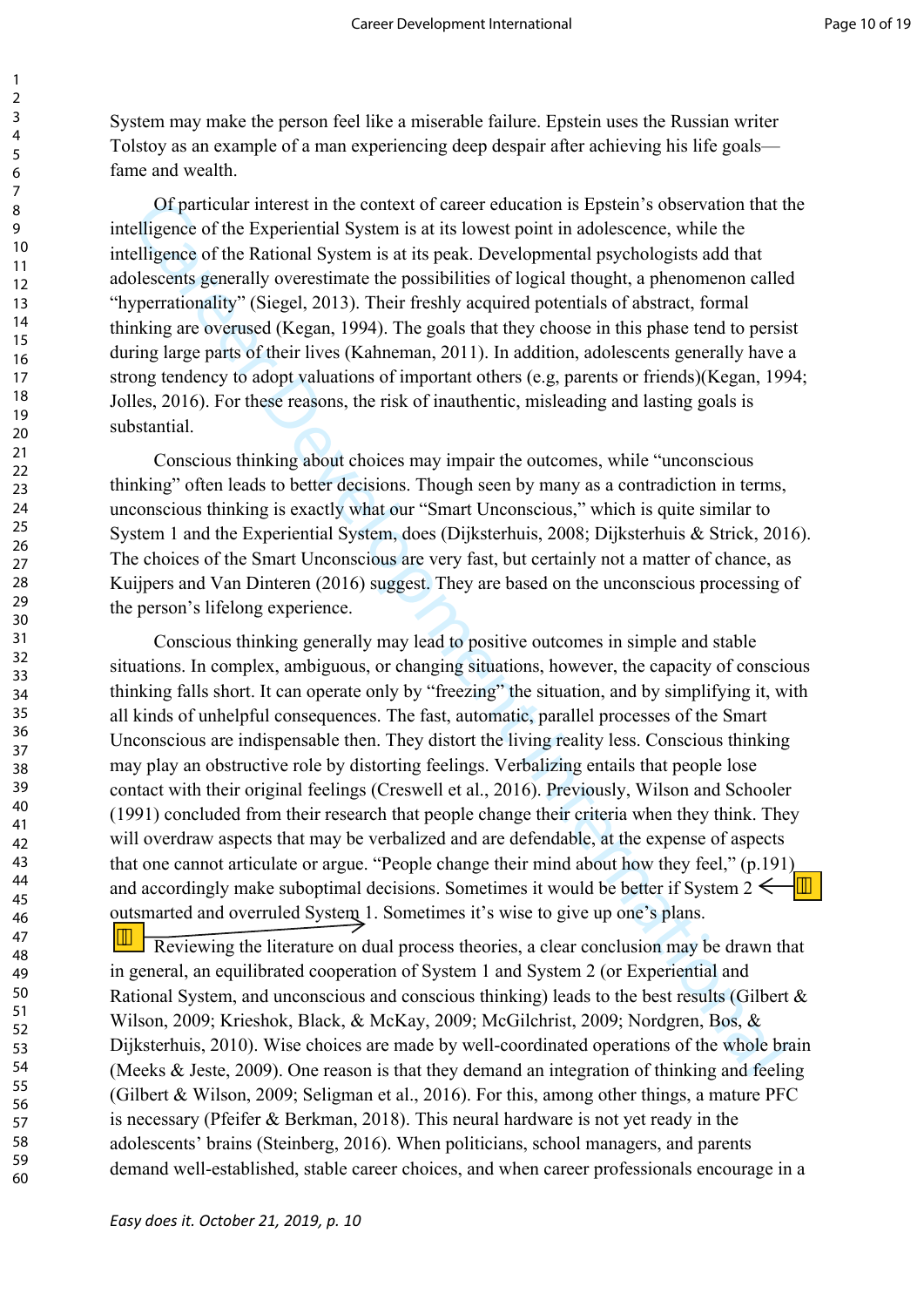System may make the person feel like a miserable failure. Epstein uses the Russian writer Tolstoy as an example of a man experiencing deep despair after achieving his life goals—fame and wealth.

Of particular interest in the context of career education is Epstein's observation that the intelligence of the Experiential System is at its lowest point in adolescence, while the intelligence of the Rational System is at its peak. Developmental psychologists add that adolescents generally overestimate the possibilities of logical thought, a phenomenon called "hyperrationality" (Siegel, 2013). Their freshly acquired potentials of abstract, formal thinking are overused (Kegan, 1994). The goals that they choose in this phase tend to persist during large parts of their lives (Kahneman, 2011). In addition, adolescents generally have a strong tendency to adopt valuations of important others (e.g, parents or friends)(Kegan, 1994; Jolles, 2016). For these reasons, the risk of inauthentic, misleading and lasting goals is substantial.

Conscious thinking about choices may impair the outcomes, while "unconscious thinking" often leads to better decisions. Though seen by many as a contradiction in terms, unconscious thinking is exactly what our "Smart Unconscious," which is quite similar to System 1 and the Experiential System, does (Dijksterhuis, 2008; Dijksterhuis & Strick, 2016). The choices of the Smart Unconscious are very fast, but certainly not a matter of chance, as Kuijpers and Van Dinteren (2016) suggest. They are based on the unconscious processing of the person's lifelong experience.

Conscious thinking generally may lead to positive outcomes in simple and stable situations. In complex, ambiguous, or changing situations, however, the capacity of conscious thinking falls short. It can operate only by "freezing" the situation, and by simplifying it, with all kinds of unhelpful consequences. The fast, automatic, parallel processes of the Smart Unconscious are indispensable then. They distort the living reality less. Conscious thinking may play an obstructive role by distorting feelings. Verbalizing entails that people lose contact with their original feelings (Creswell et al., 2016). Previously, Wilson and Schooler (1991) concluded from their research that people change their criteria when they think. They will overdraw aspects that may be verbalized and are defendable, at the expense of aspects that one cannot articulate or argue. "People change their mind about how they feel," (p.191) and accordingly make suboptimal decisions. Sometimes it would be better if System 2 outsmarted and overruled System 1. Sometimes it's wise to give up one's plans.

Reviewing the literature on dual process theories, a clear conclusion may be drawn that in general, an equilibrated cooperation of System 1 and System 2 (or Experiential and Rational System, and unconscious and conscious thinking) leads to the best results (Gilbert & Wilson, 2009; Krieshok, Black, & McKay, 2009; McGilchrist, 2009; Nordgren, Bos, & Dijksterhuis, 2010). Wise choices are made by well-coordinated operations of the whole brain (Meeks & Jeste, 2009). One reason is that they demand an integration of thinking and feeling (Gilbert & Wilson, 2009; Seligman et al., 2016). For this, among other things, a mature PFC is necessary (Pfeifer & Berkman, 2018). This neural hardware is not yet ready in the adolescents' brains (Steinberg, 2016). When politicians, school managers, and parents demand well-established, stable career choices, and when career professionals encourage in a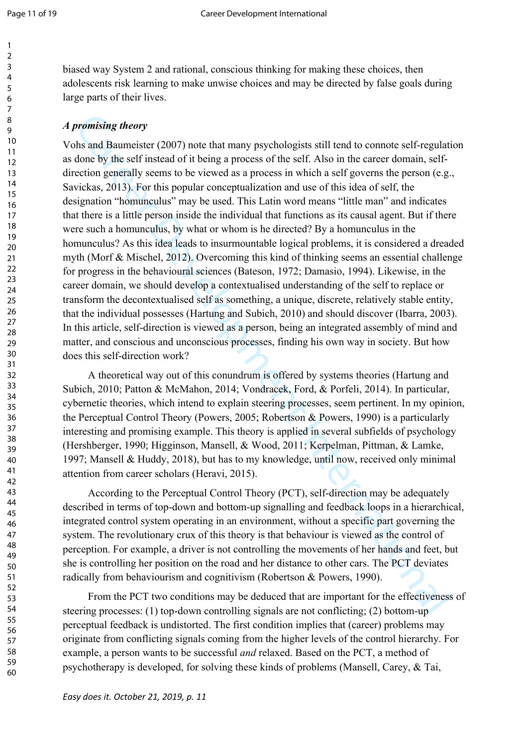biased way System 2 and rational, conscious thinking for making these choices, then adolescents risk learning to make unwise choices and may be directed by false goals during large parts of their lives.

***A promising theory***

Vohs and Baumeister (2007) note that many psychologists still tend to connote self-regulation as done by the self instead of it being a process of the self. Also in the career domain, self-direction generally seems to be viewed as a process in which a self governs the person (e.g., Savickas, 2013). For this popular conceptualization and use of this idea of self, the designation "homunculus" may be used. This Latin word means "little man" and indicates that there is a little person inside the individual that functions as its causal agent. But if there were such a homunculus, by what or whom is he directed? By a homunculus in the homunculus? As this idea leads to insurmountable logical problems, it is considered a dreaded myth (Morf & Mischel, 2012). Overcoming this kind of thinking seems an essential challenge for progress in the behavioural sciences (Bateson, 1972; Damasio, 1994). Likewise, in the career domain, we should develop a contextualised understanding of the self to replace or transform the decontextualised self as something, a unique, discrete, relatively stable entity, that the individual possesses (Hartung and Subich, 2010) and should discover (Ibarra, 2003). In this article, self-direction is viewed as a person, being an integrated assembly of mind and matter, and conscious and unconscious processes, finding his own way in society. But how does this self-direction work?

A theoretical way out of this conundrum is offered by systems theories (Hartung and Subich, 2010; Patton & McMahon, 2014; Vondracek, Ford, & Porfeli, 2014). In particular, cybernetic theories, which intend to explain steering processes, seem pertinent. In my opinion, the Perceptual Control Theory (Powers, 2005; Robertson & Powers, 1990) is a particularly interesting and promising example. This theory is applied in several subfields of psychology (Hershberger, 1990; Higginson, Mansell, & Wood, 2011; Kerpelman, Pittman, & Lamke, 1997; Mansell & Huddy, 2018), but has to my knowledge, until now, received only minimal attention from career scholars (Heravi, 2015).

According to the Perceptual Control Theory (PCT), self-direction may be adequately described in terms of top-down and bottom-up signalling and feedback loops in a hierarchical, integrated control system operating in an environment, without a specific part governing the system. The revolutionary crux of this theory is that behaviour is viewed as the control of perception. For example, a driver is not controlling the movements of her hands and feet, but she is controlling her position on the road and her distance to other cars. The PCT deviates radically from behaviourism and cognitivism (Robertson & Powers, 1990).

From the PCT two conditions may be deduced that are important for the effectiveness of steering processes: (1) top-down controlling signals are not conflicting; (2) bottom-up perceptual feedback is undistorted. The first condition implies that (career) problems may originate from conflicting signals coming from the higher levels of the control hierarchy. For example, a person wants to be successful *and* relaxed. Based on the PCT, a method of psychotherapy is developed, for solving these kinds of problems (Mansell, Carey, & Tai,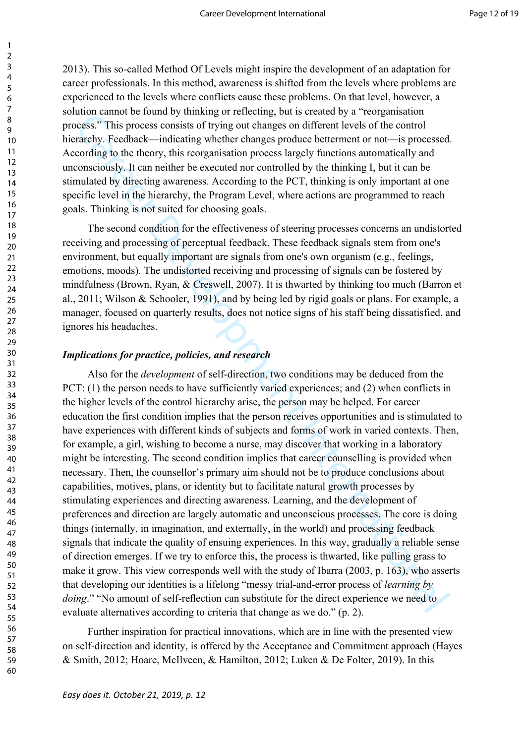2013). This so-called Method Of Levels might inspire the development of an adaptation for career professionals. In this method, awareness is shifted from the levels where problems are experienced to the levels where conflicts cause these problems. On that level, however, a solution cannot be found by thinking or reflecting, but is created by a "reorganisation process." This process consists of trying out changes on different levels of the control hierarchy. Feedback—indicating whether changes produce betterment or not—is processed. According to the theory, this reorganisation process largely functions automatically and unconsciously. It can neither be executed nor controlled by the thinking I, but it can be stimulated by directing awareness. According to the PCT, thinking is only important at one specific level in the hierarchy, the Program Level, where actions are programmed to reach goals. Thinking is not suited for choosing goals.

The second condition for the effectiveness of steering processes concerns an undistorted receiving and processing of perceptual feedback. These feedback signals stem from one's environment, but equally important are signals from one's own organism (e.g., feelings, emotions, moods). The undistorted receiving and processing of signals can be fostered by mindfulness (Brown, Ryan, & Creswell, 2007). It is thwarted by thinking too much (Barron et al., 2011; Wilson & Schooler, 1991), and by being led by rigid goals or plans. For example, a manager, focused on quarterly results, does not notice signs of his staff being dissatisfied, and ignores his headaches.

### *Implications for practice, policies, and research*

Also for the *development* of self-direction, two conditions may be deduced from the PCT: (1) the person needs to have sufficiently varied experiences; and (2) when conflicts in the higher levels of the control hierarchy arise, the person may be helped. For career education the first condition implies that the person receives opportunities and is stimulated to have experiences with different kinds of subjects and forms of work in varied contexts. Then, for example, a girl, wishing to become a nurse, may discover that working in a laboratory might be interesting. The second condition implies that career counselling is provided when necessary. Then, the counsellor's primary aim should not be to produce conclusions about capabilities, motives, plans, or identity but to facilitate natural growth processes by stimulating experiences and directing awareness. Learning, and the development of preferences and direction are largely automatic and unconscious processes. The core is doing things (internally, in imagination, and externally, in the world) and processing feedback signals that indicate the quality of ensuing experiences. In this way, gradually a reliable sense of direction emerges. If we try to enforce this, the process is thwarted, like pulling grass to make it grow. This view corresponds well with the study of Ibarra (2003, p. 163), who asserts that developing our identities is a lifelong "messy trial-and-error process of *learning by doing*." "No amount of self-reflection can substitute for the direct experience we need to evaluate alternatives according to criteria that change as we do." (p. 2).

Further inspiration for practical innovations, which are in line with the presented view on self-direction and identity, is offered by the Acceptance and Commitment approach (Hayes & Smith, 2012; Hoare, McIlveen, & Hamilton, 2012; Luken & De Folter, 2019). In this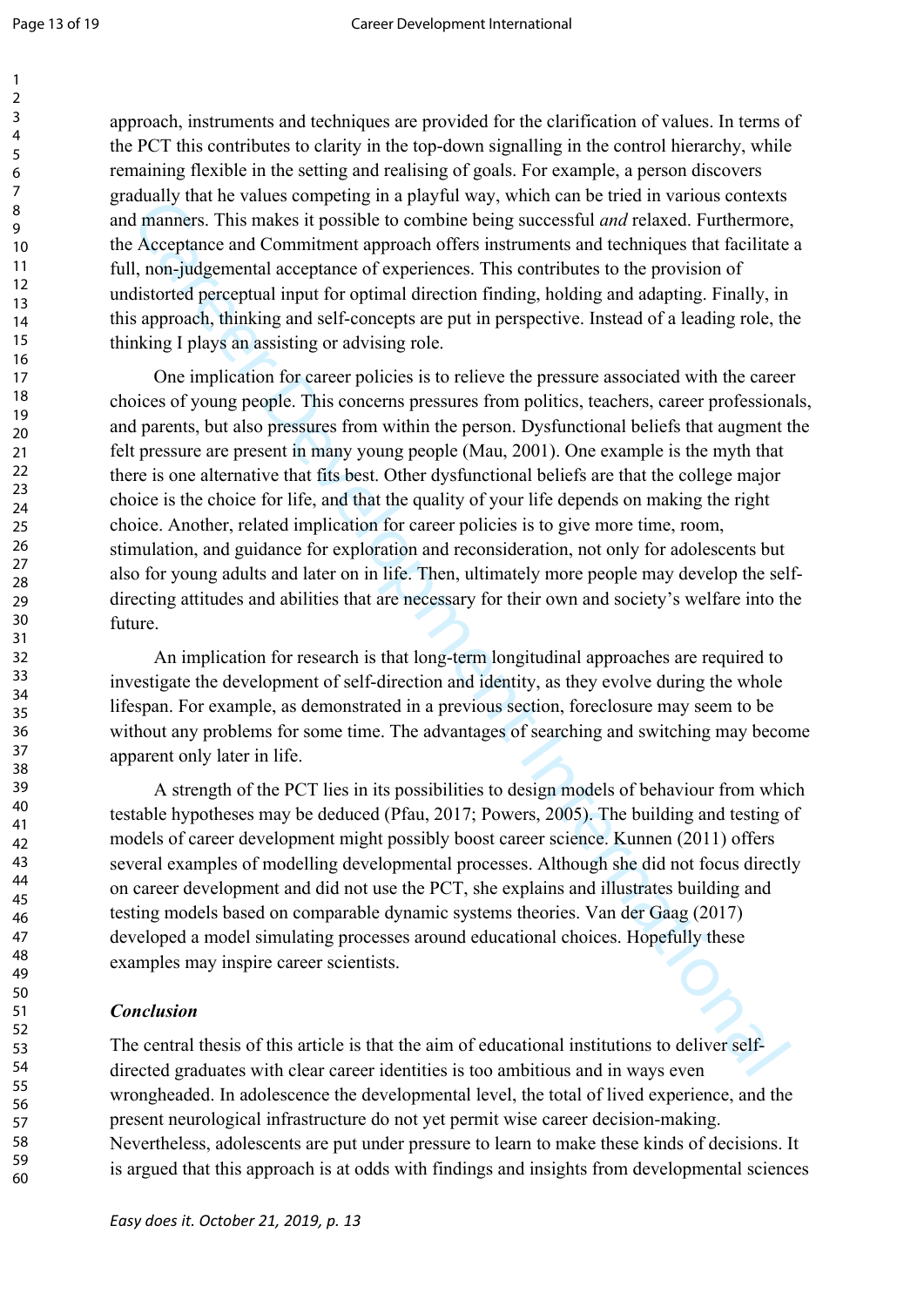approach, instruments and techniques are provided for the clarification of values. In terms of the PCT this contributes to clarity in the top-down signalling in the control hierarchy, while remaining flexible in the setting and realising of goals. For example, a person discovers gradually that he values competing in a playful way, which can be tried in various contexts and manners. This makes it possible to combine being successful *and* relaxed. Furthermore, the Acceptance and Commitment approach offers instruments and techniques that facilitate a full, non-judgemental acceptance of experiences. This contributes to the provision of undistorted perceptual input for optimal direction finding, holding and adapting. Finally, in this approach, thinking and self-concepts are put in perspective. Instead of a leading role, the thinking I plays an assisting or advising role.

One implication for career policies is to relieve the pressure associated with the career choices of young people. This concerns pressures from politics, teachers, career professionals, and parents, but also pressures from within the person. Dysfunctional beliefs that augment the felt pressure are present in many young people (Mau, 2001). One example is the myth that there is one alternative that fits best. Other dysfunctional beliefs are that the college major choice is the choice for life, and that the quality of your life depends on making the right choice. Another, related implication for career policies is to give more time, room, stimulation, and guidance for exploration and reconsideration, not only for adolescents but also for young adults and later on in life. Then, ultimately more people may develop the self-directing attitudes and abilities that are necessary for their own and society's welfare into the future.

An implication for research is that long-term longitudinal approaches are required to investigate the development of self-direction and identity, as they evolve during the whole lifespan. For example, as demonstrated in a previous section, foreclosure may seem to be without any problems for some time. The advantages of searching and switching may become apparent only later in life.

A strength of the PCT lies in its possibilities to design models of behaviour from which testable hypotheses may be deduced (Pfau, 2017; Powers, 2005). The building and testing of models of career development might possibly boost career science. Kunnen (2011) offers several examples of modelling developmental processes. Although she did not focus directly on career development and did not use the PCT, she explains and illustrates building and testing models based on comparable dynamic systems theories. Van der Gaag (2017) developed a model simulating processes around educational choices. Hopefully these examples may inspire career scientists.

### *Conclusion*

The central thesis of this article is that the aim of educational institutions to deliver self-directed graduates with clear career identities is too ambitious and in ways even wrongheaded. In adolescence the developmental level, the total of lived experience, and the present neurological infrastructure do not yet permit wise career decision-making. Nevertheless, adolescents are put under pressure to learn to make these kinds of decisions. It is argued that this approach is at odds with findings and insights from developmental sciences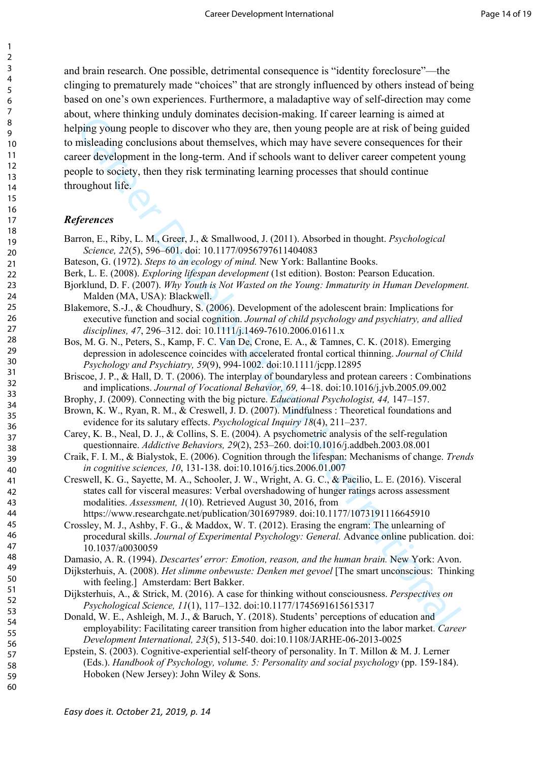and brain research. One possible, detrimental consequence is "identity foreclosure"—the clinging to prematurely made "choices" that are strongly influenced by others instead of being based on one's own experiences. Furthermore, a maladaptive way of self-direction may come about, where thinking unduly dominates decision-making. If career learning is aimed at helping young people to discover who they are, then young people are at risk of being guided to misleading conclusions about themselves, which may have severe consequences for their career development in the long-term. And if schools want to deliver career competent young people to society, then they risk terminating learning processes that should continue throughout life.

## *References*

Barron, E., Riby, L. M., Greer, J., & Smallwood, J. (2011). Absorbed in thought. *Psychological Science, 22*(5), 596–601. doi: 10.1177/0956797611404083

Bateson, G. (1972). *Steps to an ecology of mind.* New York: Ballantine Books.

Berk, L. E. (2008). *Exploring lifespan development* (1st edition). Boston: Pearson Education.

Bjorklund, D. F. (2007). *Why Youth is Not Wasted on the Young: Immaturity in Human Development.* Malden (MA, USA): Blackwell.

Blakemore, S.-J., & Choudhury, S. (2006). Development of the adolescent brain: Implications for executive function and social cognition. *Journal of child psychology and psychiatry, and allied disciplines, 47*, 296–312. doi: 10.1111/j.1469-7610.2006.01611.x

Bos, M. G. N., Peters, S., Kamp, F. C. Van De, Crone, E. A., & Tamnes, C. K. (2018). Emerging depression in adolescence coincides with accelerated frontal cortical thinning. *Journal of Child Psychology and Psychiatry, 59*(9), 994-1002. doi:10.1111/jcpp.12895

Briscoe, J. P., & Hall, D. T. (2006). The interplay of boundaryless and protean careers : Combinations and implications. *Journal of Vocational Behavior, 69,* 4–18. doi:10.1016/j.jvb.2005.09.002

Brophy, J. (2009). Connecting with the big picture. *Educational Psychologist, 44,* 147–157.

Brown, K. W., Ryan, R. M., & Creswell, J. D. (2007). Mindfulness : Theoretical foundations and evidence for its salutary effects. *Psychological Inquiry 18*(4), 211–237.

Carey, K. B., Neal, D. J., & Collins, S. E. (2004). A psychometric analysis of the self-regulation questionnaire. *Addictive Behaviors, 29*(2), 253–260. doi:10.1016/j.addbeh.2003.08.001

Craik, F. I. M., & Bialystok, E. (2006). Cognition through the lifespan: Mechanisms of change. *Trends in cognitive sciences, 10*, 131-138. doi:10.1016/j.tics.2006.01.007

Creswell, K. G., Sayette, M. A., Schooler, J. W., Wright, A. G. C., & Pacilio, L. E. (2016). Visceral states call for visceral measures: Verbal overshadowing of hunger ratings across assessment modalities. *Assessment, 1*(10). Retrieved August 30, 2016, from https://www.researchgate.net/publication/301697989. doi:10.1177/1073191116645910

Crossley, M. J., Ashby, F. G., & Maddox, W. T. (2012). Erasing the engram: The unlearning of procedural skills. *Journal of Experimental Psychology: General.* Advance online publication. doi: 10.1037/a0030059

Damasio, A. R. (1994). *Descartes' error: Emotion, reason, and the human brain.* New York: Avon.

Dijksterhuis, A. (2008). *Het slimme onbewuste: Denken met gevoel* [The smart unconscious: Thinking with feeling.] Amsterdam: Bert Bakker.

Dijksterhuis, A., & Strick, M. (2016). A case for thinking without consciousness. *Perspectives on Psychological Science, 11*(1), 117–132. doi:10.1177/1745691615615317

Donald, W. E., Ashleigh, M. J., & Baruch, Y. (2018). Students' perceptions of education and employability: Facilitating career transition from higher education into the labor market. *Career Development International, 23*(5), 513-540. doi:10.1108/JARHE-06-2013-0025

Epstein, S. (2003). Cognitive-experiential self-theory of personality. In T. Millon & M. J. Lerner (Eds.). *Handbook of Psychology, volume. 5: Personality and social psychology* (pp. 159-184). Hoboken (New Jersey): John Wiley & Sons.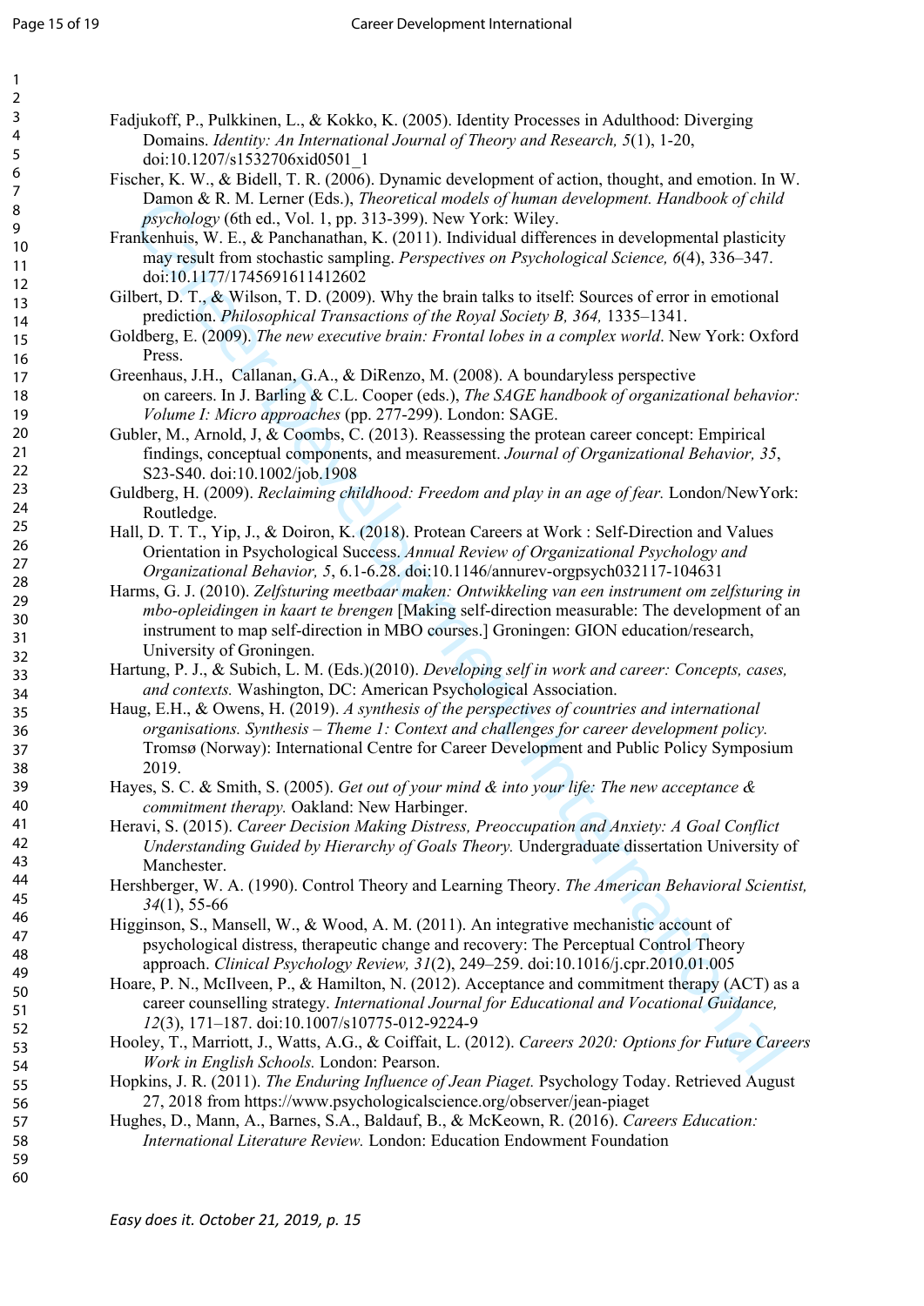Fadjukoff, P., Pulkkinen, L., & Kokko, K. (2005). Identity Processes in Adulthood: Diverging Domains. *Identity: An International Journal of Theory and Research, 5*(1), 1-20, doi:10.1207/s1532706xid0501_1

Fischer, K. W., & Bidell, T. R. (2006). Dynamic development of action, thought, and emotion. In W. Damon & R. M. Lerner (Eds.), *Theoretical models of human development. Handbook of child psychology* (6th ed., Vol. 1, pp. 313-399). New York: Wiley.

Frankenhuis, W. E., & Panchanathan, K. (2011). Individual differences in developmental plasticity may result from stochastic sampling. *Perspectives on Psychological Science, 6*(4), 336–347. doi:10.1177/1745691611412602

Gilbert, D. T., & Wilson, T. D. (2009). Why the brain talks to itself: Sources of error in emotional prediction. *Philosophical Transactions of the Royal Society B, 364,* 1335–1341.

Goldberg, E. (2009). *The new executive brain: Frontal lobes in a complex world*. New York: Oxford Press.

Greenhaus, J.H., Callanan, G.A., & DiRenzo, M. (2008). A boundaryless perspective on careers. In J. Barling & C.L. Cooper (eds.), *The SAGE handbook of organizational behavior: Volume I: Micro approaches* (pp. 277-299). London: SAGE.

Gubler, M., Arnold, J, & Coombs, C. (2013). Reassessing the protean career concept: Empirical findings, conceptual components, and measurement. *Journal of Organizational Behavior, 35*, S23-S40. doi:10.1002/job.1908

Guldberg, H. (2009). *Reclaiming childhood: Freedom and play in an age of fear.* London/NewYork: Routledge.

Hall, D. T. T., Yip, J., & Doiron, K. (2018). Protean Careers at Work : Self-Direction and Values Orientation in Psychological Success. *Annual Review of Organizational Psychology and Organizational Behavior, 5*, 6.1-6.28. doi:10.1146/annurev-orgpsych032117-104631

Harms, G. J. (2010). *Zelfsturing meetbaar maken: Ontwikkeling van een instrument om zelfsturing in mbo-opleidingen in kaart te brengen* [Making self-direction measurable: The development of an instrument to map self-direction in MBO courses.] Groningen: GION education/research, University of Groningen.

Hartung, P. J., & Subich, L. M. (Eds.)(2010). *Developing self in work and career: Concepts, cases, and contexts.* Washington, DC: American Psychological Association.

Haug, E.H., & Owens, H. (2019). *A synthesis of the perspectives of countries and international organisations. Synthesis – Theme 1: Context and challenges for career development policy.* Tromsø (Norway): International Centre for Career Development and Public Policy Symposium 2019.

Hayes, S. C. & Smith, S. (2005). *Get out of your mind & into your life: The new acceptance & commitment therapy.* Oakland: New Harbinger.

Heravi, S. (2015). *Career Decision Making Distress, Preoccupation and Anxiety: A Goal Conflict Understanding Guided by Hierarchy of Goals Theory.* Undergraduate dissertation University of Manchester.

Hershberger, W. A. (1990). Control Theory and Learning Theory. *The American Behavioral Scientist, 34*(1), 55-66

Higginson, S., Mansell, W., & Wood, A. M. (2011). An integrative mechanistic account of psychological distress, therapeutic change and recovery: The Perceptual Control Theory approach. *Clinical Psychology Review, 31*(2), 249–259. doi:10.1016/j.cpr.2010.01.005

Hoare, P. N., McIlveen, P., & Hamilton, N. (2012). Acceptance and commitment therapy (ACT) as a career counselling strategy. *International Journal for Educational and Vocational Guidance, 12*(3), 171–187. doi:10.1007/s10775-012-9224-9

Hooley, T., Marriott, J., Watts, A.G., & Coiffait, L. (2012). *Careers 2020: Options for Future Careers Work in English Schools.* London: Pearson.

Hopkins, J. R. (2011). *The Enduring Influence of Jean Piaget.* Psychology Today. Retrieved August 27, 2018 from https://www.psychologicalscience.org/observer/jean-piaget

Hughes, D., Mann, A., Barnes, S.A., Baldauf, B., & McKeown, R. (2016). *Careers Education: International Literature Review.* London: Education Endowment Foundation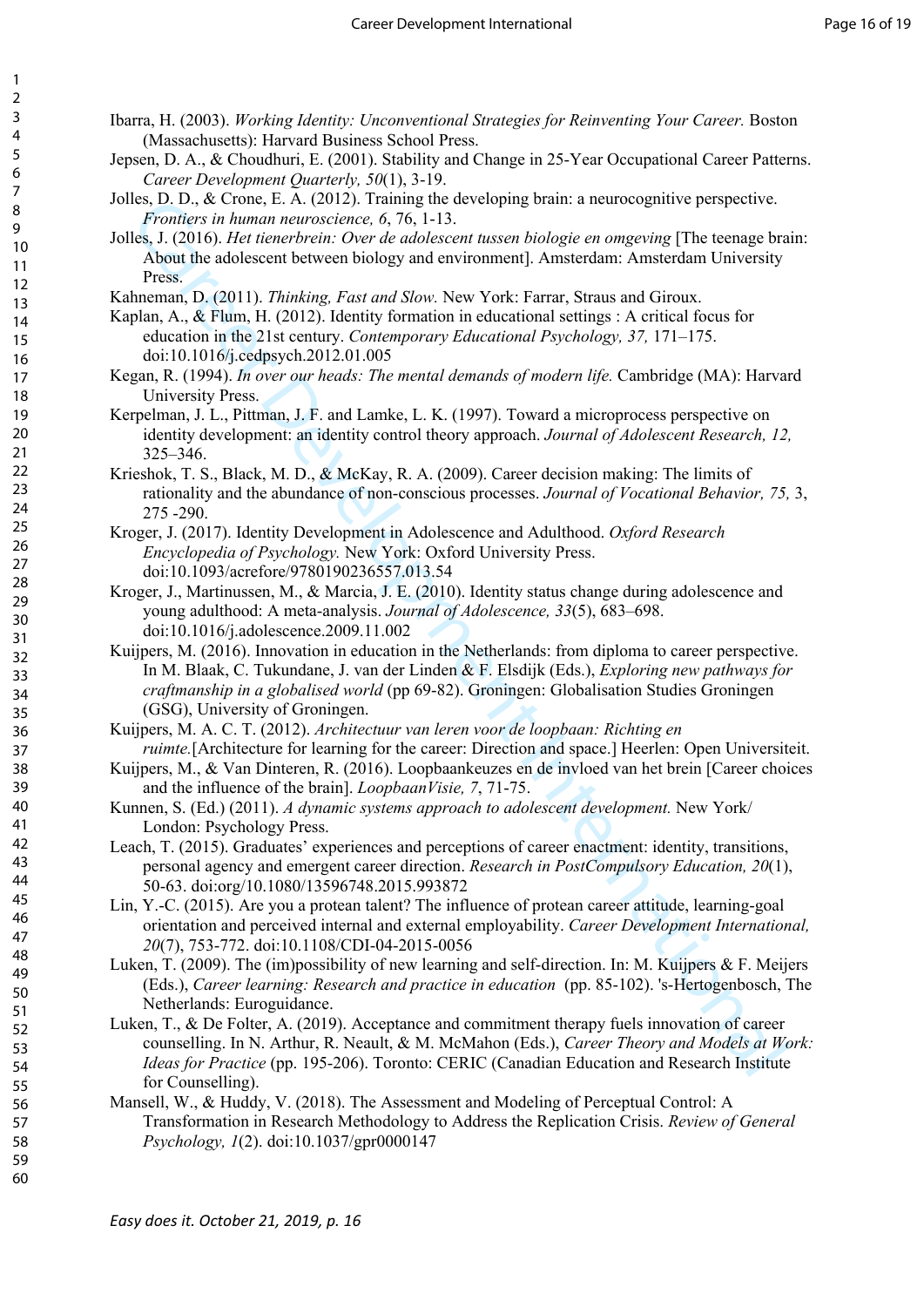Ibarra, H. (2003). *Working Identity: Unconventional Strategies for Reinventing Your Career.* Boston (Massachusetts): Harvard Business School Press.

Jepsen, D. A., & Choudhuri, E. (2001). Stability and Change in 25-Year Occupational Career Patterns. *Career Development Quarterly, 50*(1), 3-19.

Jolles, D. D., & Crone, E. A. (2012). Training the developing brain: a neurocognitive perspective. *Frontiers in human neuroscience, 6*, 76, 1-13.

Jolles, J. (2016). *Het tienerbrein: Over de adolescent tussen biologie en omgeving* [The teenage brain: About the adolescent between biology and environment]. Amsterdam: Amsterdam University Press.

Kahneman, D. (2011). *Thinking, Fast and Slow.* New York: Farrar, Straus and Giroux.

Kaplan, A., & Flum, H. (2012). Identity formation in educational settings : A critical focus for education in the 21st century. *Contemporary Educational Psychology, 37,* 171–175. doi:10.1016/j.cedpsych.2012.01.005

Kegan, R. (1994). *In over our heads: The mental demands of modern life.* Cambridge (MA): Harvard University Press.

Kerpelman, J. L., Pittman, J. F. and Lamke, L. K. (1997). Toward a microprocess perspective on identity development: an identity control theory approach. *Journal of Adolescent Research, 12,* 325–346.

Krieshok, T. S., Black, M. D., & McKay, R. A. (2009). Career decision making: The limits of rationality and the abundance of non-conscious processes. *Journal of Vocational Behavior, 75,* 3, 275 -290.

Kroger, J. (2017). Identity Development in Adolescence and Adulthood. *Oxford Research Encyclopedia of Psychology.* New York: Oxford University Press. doi:10.1093/acrefore/9780190236557.013.54

Kroger, J., Martinussen, M., & Marcia, J. E. (2010). Identity status change during adolescence and young adulthood: A meta-analysis. *Journal of Adolescence, 33*(5), 683–698. doi:10.1016/j.adolescence.2009.11.002

Kuijpers, M. (2016). Innovation in education in the Netherlands: from diploma to career perspective. In M. Blaak, C. Tukundane, J. van der Linden & F. Elsdijk (Eds.), *Exploring new pathways for craftmanship in a globalised world* (pp 69-82). Groningen: Globalisation Studies Groningen (GSG), University of Groningen.

Kuijpers, M. A. C. T. (2012). *Architectuur van leren voor de loopbaan: Richting en ruimte.*[Architecture for learning for the career: Direction and space.] Heerlen: Open Universiteit.

Kuijpers, M., & Van Dinteren, R. (2016). Loopbaankeuzes en de invloed van het brein [Career choices and the influence of the brain]. *LoopbaanVisie, 7*, 71-75.

Kunnen, S. (Ed.) (2011). *A dynamic systems approach to adolescent development.* New York/ London: Psychology Press.

Leach, T. (2015). Graduates' experiences and perceptions of career enactment: identity, transitions, personal agency and emergent career direction. *Research in PostCompulsory Education, 20*(1), 50-63. doi:org/10.1080/13596748.2015.993872

Lin, Y.-C. (2015). Are you a protean talent? The influence of protean career attitude, learning-goal orientation and perceived internal and external employability. *Career Development International, 20*(7), 753-772. doi:10.1108/CDI-04-2015-0056

Luken, T. (2009). The (im)possibility of new learning and self-direction. In: M. Kuijpers & F. Meijers (Eds.), *Career learning: Research and practice in education* (pp. 85-102). 's-Hertogenbosch, The Netherlands: Euroguidance.

Luken, T., & De Folter, A. (2019). Acceptance and commitment therapy fuels innovation of career counselling. In N. Arthur, R. Neault, & M. McMahon (Eds.), *Career Theory and Models at Work: Ideas for Practice* (pp. 195-206). Toronto: CERIC (Canadian Education and Research Institute for Counselling).

Mansell, W., & Huddy, V. (2018). The Assessment and Modeling of Perceptual Control: A Transformation in Research Methodology to Address the Replication Crisis. *Review of General Psychology, 1*(2). doi:10.1037/gpr0000147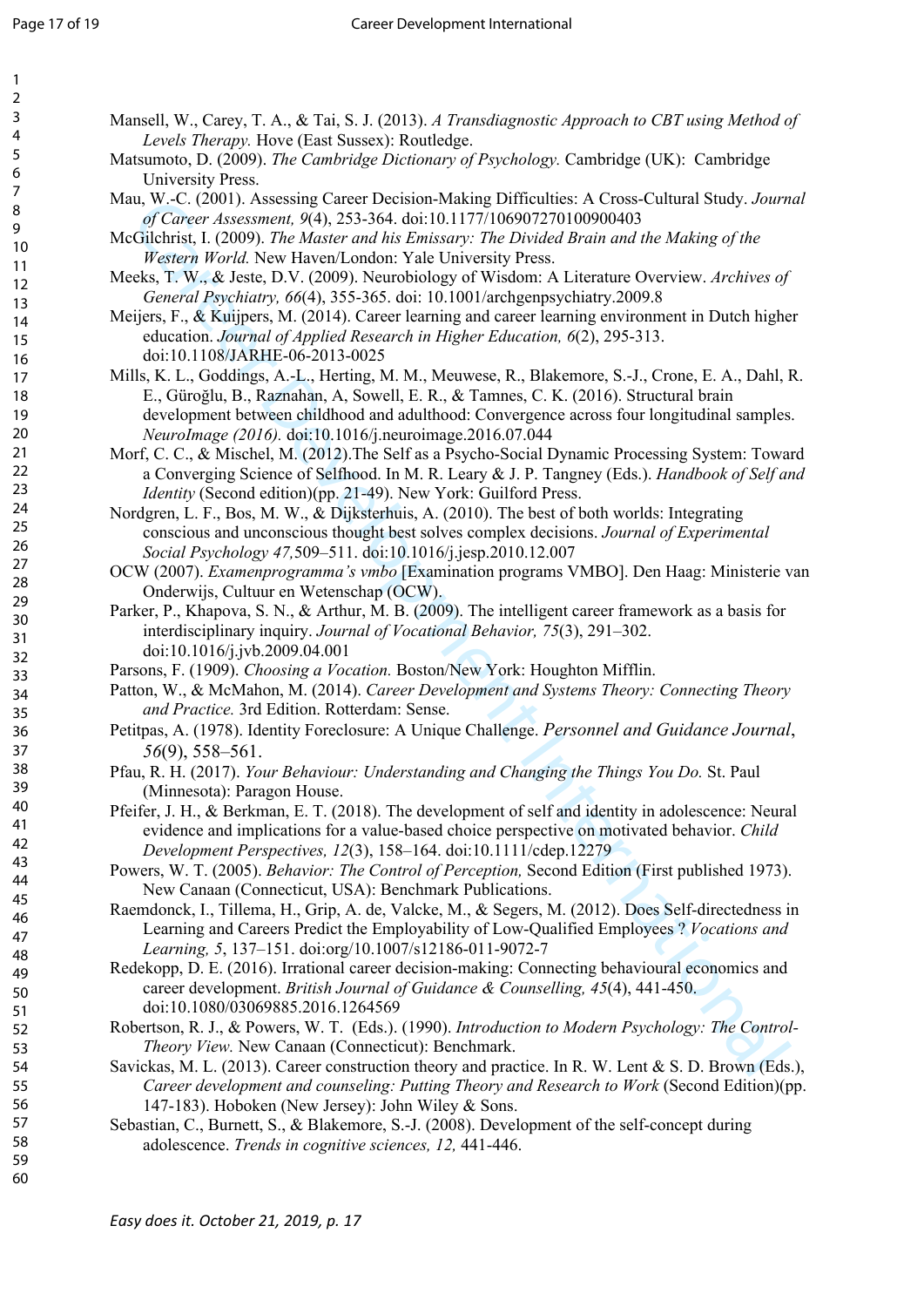Mansell, W., Carey, T. A., & Tai, S. J. (2013). *A Transdiagnostic Approach to CBT using Method of Levels Therapy.* Hove (East Sussex): Routledge.

Matsumoto, D. (2009). *The Cambridge Dictionary of Psychology.* Cambridge (UK): Cambridge University Press.

Mau, W.-C. (2001). Assessing Career Decision-Making Difficulties: A Cross-Cultural Study. *Journal of Career Assessment, 9*(4), 253-364. doi:10.1177/106907270100900403

McGilchrist, I. (2009). *The Master and his Emissary: The Divided Brain and the Making of the Western World.* New Haven/London: Yale University Press.

Meeks, T. W., & Jeste, D.V. (2009). Neurobiology of Wisdom: A Literature Overview. *Archives of General Psychiatry, 66*(4), 355-365. doi: 10.1001/archgenpsychiatry.2009.8

Meijers, F., & Kuijpers, M. (2014). Career learning and career learning environment in Dutch higher education. *Journal of Applied Research in Higher Education, 6*(2), 295-313. doi:10.1108/JARHE-06-2013-0025

Mills, K. L., Goddings, A.-L., Herting, M. M., Meuwese, R., Blakemore, S.-J., Crone, E. A., Dahl, R. E., Güroğlu, B., Raznahan, A, Sowell, E. R., & Tamnes, C. K. (2016). Structural brain development between childhood and adulthood: Convergence across four longitudinal samples. *NeuroImage (2016).* doi:10.1016/j.neuroimage.2016.07.044

Morf, C. C., & Mischel, M. (2012).The Self as a Psycho-Social Dynamic Processing System: Toward a Converging Science of Selfhood. In M. R. Leary & J. P. Tangney (Eds.). *Handbook of Self and Identity* (Second edition)(pp. 21-49). New York: Guilford Press.

Nordgren, L. F., Bos, M. W., & Dijksterhuis, A. (2010). The best of both worlds: Integrating conscious and unconscious thought best solves complex decisions. *Journal of Experimental Social Psychology 47,*509–511. doi:10.1016/j.jesp.2010.12.007

OCW (2007). *Examenprogramma's vmbo* [Examination programs VMBO]. Den Haag: Ministerie van Onderwijs, Cultuur en Wetenschap (OCW).

Parker, P., Khapova, S. N., & Arthur, M. B. (2009). The intelligent career framework as a basis for interdisciplinary inquiry. *Journal of Vocational Behavior, 75*(3), 291–302. doi:10.1016/j.jvb.2009.04.001

Parsons, F. (1909). *Choosing a Vocation.* Boston/New York: Houghton Mifflin.

Patton, W., & McMahon, M. (2014). *Career Development and Systems Theory: Connecting Theory and Practice.* 3rd Edition. Rotterdam: Sense.

Petitpas, A. (1978). Identity Foreclosure: A Unique Challenge. *Personnel and Guidance Journal*, *56*(9), 558–561.

Pfau, R. H. (2017). *Your Behaviour: Understanding and Changing the Things You Do.* St. Paul (Minnesota): Paragon House.

Pfeifer, J. H., & Berkman, E. T. (2018). The development of self and identity in adolescence: Neural evidence and implications for a value-based choice perspective on motivated behavior. *Child Development Perspectives, 12*(3), 158–164. doi:10.1111/cdep.12279

Powers, W. T. (2005). *Behavior: The Control of Perception,* Second Edition (First published 1973). New Canaan (Connecticut, USA): Benchmark Publications.

Raemdonck, I., Tillema, H., Grip, A. de, Valcke, M., & Segers, M. (2012). Does Self-directedness in Learning and Careers Predict the Employability of Low-Qualified Employees ? *Vocations and Learning, 5*, 137–151. doi:org/10.1007/s12186-011-9072-7

Redekopp, D. E. (2016). Irrational career decision-making: Connecting behavioural economics and career development. *British Journal of Guidance & Counselling, 45*(4), 441-450. doi:10.1080/03069885.2016.1264569

Robertson, R. J., & Powers, W. T. (Eds.). (1990). *Introduction to Modern Psychology: The Control-Theory View.* New Canaan (Connecticut): Benchmark.

Savickas, M. L. (2013). Career construction theory and practice. In R. W. Lent & S. D. Brown (Eds.), *Career development and counseling: Putting Theory and Research to Work* (Second Edition)(pp. 147-183). Hoboken (New Jersey): John Wiley & Sons.

Sebastian, C., Burnett, S., & Blakemore, S.-J. (2008). Development of the self-concept during adolescence. *Trends in cognitive sciences, 12,* 441-446.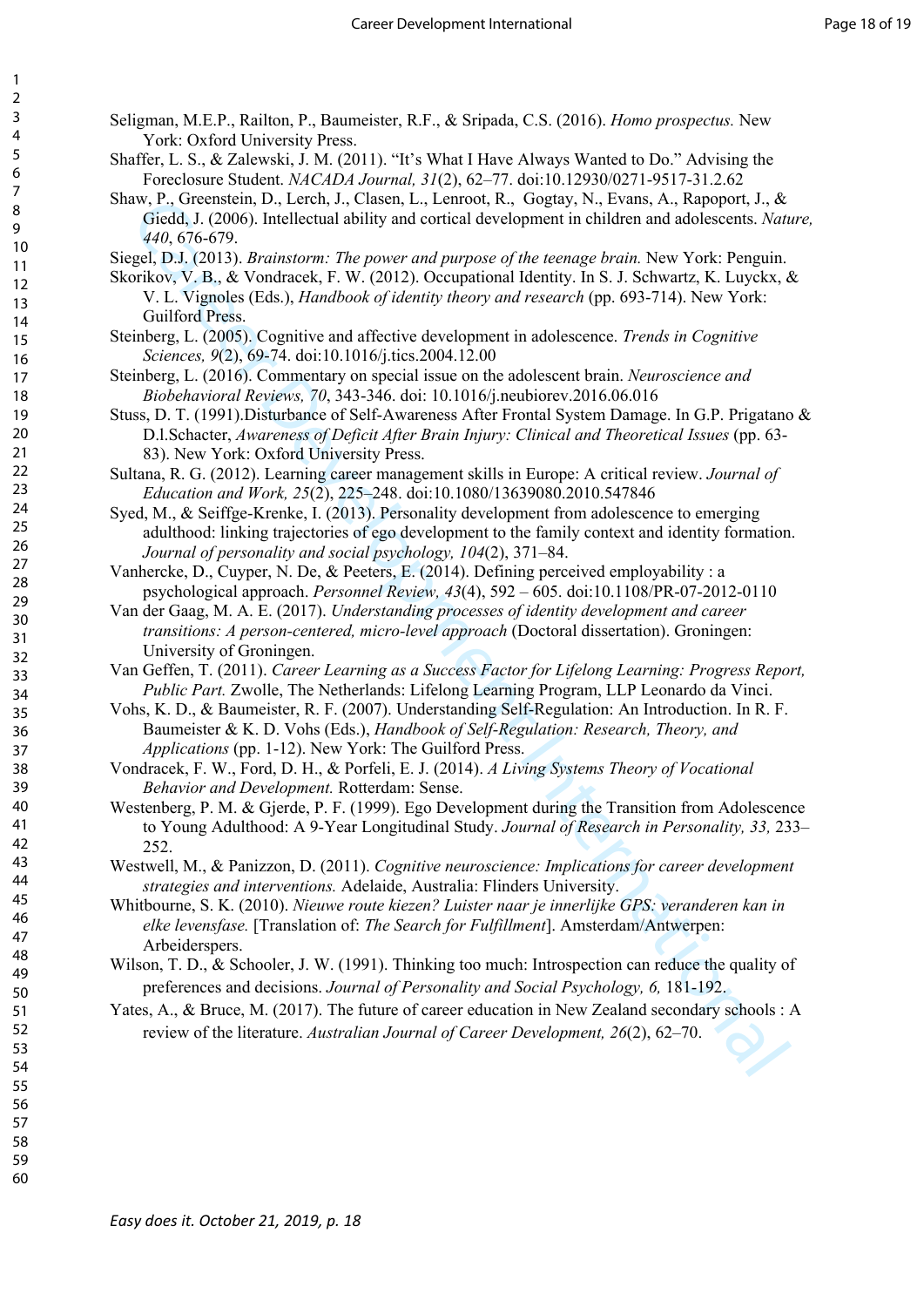Seligman, M.E.P., Railton, P., Baumeister, R.F., & Sripada, C.S. (2016). *Homo prospectus.* New York: Oxford University Press.

Shaffer, L. S., & Zalewski, J. M. (2011). "It's What I Have Always Wanted to Do." Advising the Foreclosure Student. *NACADA Journal, 31*(2), 62–77. doi:10.12930/0271-9517-31.2.62

Shaw, P., Greenstein, D., Lerch, J., Clasen, L., Lenroot, R., Gogtay, N., Evans, A., Rapoport, J., & Giedd, J. (2006). Intellectual ability and cortical development in children and adolescents. *Nature, 440*, 676-679.

Siegel, D.J. (2013). *Brainstorm: The power and purpose of the teenage brain.* New York: Penguin.

Skorikov, V. B., & Vondracek, F. W. (2012). Occupational Identity. In S. J. Schwartz, K. Luyckx, & V. L. Vignoles (Eds.), *Handbook of identity theory and research* (pp. 693-714). New York: Guilford Press.

Steinberg, L. (2005). Cognitive and affective development in adolescence. *Trends in Cognitive Sciences, 9*(2), 69-74. doi:10.1016/j.tics.2004.12.00

Steinberg, L. (2016). Commentary on special issue on the adolescent brain. *Neuroscience and Biobehavioral Reviews, 70*, 343-346. doi: 10.1016/j.neubiorev.2016.06.016

Stuss, D. T. (1991).Disturbance of Self-Awareness After Frontal System Damage. In G.P. Prigatano & D.l.Schacter, *Awareness of Deficit After Brain Injury: Clinical and Theoretical Issues* (pp. 63-83). New York: Oxford University Press.

Sultana, R. G. (2012). Learning career management skills in Europe: A critical review. *Journal of Education and Work, 25*(2), 225–248. doi:10.1080/13639080.2010.547846

Syed, M., & Seiffge-Krenke, I. (2013). Personality development from adolescence to emerging adulthood: linking trajectories of ego development to the family context and identity formation. *Journal of personality and social psychology, 104*(2), 371–84.

Vanhercke, D., Cuyper, N. De, & Peeters, E. (2014). Defining perceived employability : a psychological approach. *Personnel Review, 43*(4), 592 – 605. doi:10.1108/PR-07-2012-0110

Van der Gaag, M. A. E. (2017). *Understanding processes of identity development and career transitions: A person-centered, micro-level approach* (Doctoral dissertation). Groningen: University of Groningen.

Van Geffen, T. (2011). *Career Learning as a Success Factor for Lifelong Learning: Progress Report, Public Part.* Zwolle, The Netherlands: Lifelong Learning Program, LLP Leonardo da Vinci.

Vohs, K. D., & Baumeister, R. F. (2007). Understanding Self-Regulation: An Introduction. In R. F. Baumeister & K. D. Vohs (Eds.), *Handbook of Self-Regulation: Research, Theory, and Applications* (pp. 1-12). New York: The Guilford Press.

Vondracek, F. W., Ford, D. H., & Porfeli, E. J. (2014). *A Living Systems Theory of Vocational Behavior and Development.* Rotterdam: Sense.

Westenberg, P. M. & Gjerde, P. F. (1999). Ego Development during the Transition from Adolescence to Young Adulthood: A 9-Year Longitudinal Study. *Journal of Research in Personality, 33,* 233–252.

Westwell, M., & Panizzon, D. (2011). *Cognitive neuroscience: Implications for career development strategies and interventions.* Adelaide, Australia: Flinders University.

Whitbourne, S. K. (2010). *Nieuwe route kiezen? Luister naar je innerlijke GPS: veranderen kan in elke levensfase.* [Translation of: *The Search for Fulfillment*]. Amsterdam/Antwerpen: Arbeiderspers.

Wilson, T. D., & Schooler, J. W. (1991). Thinking too much: Introspection can reduce the quality of preferences and decisions. *Journal of Personality and Social Psychology, 6,* 181-192.

Yates, A., & Bruce, M. (2017). The future of career education in New Zealand secondary schools : A review of the literature. *Australian Journal of Career Development, 26*(2), 62–70.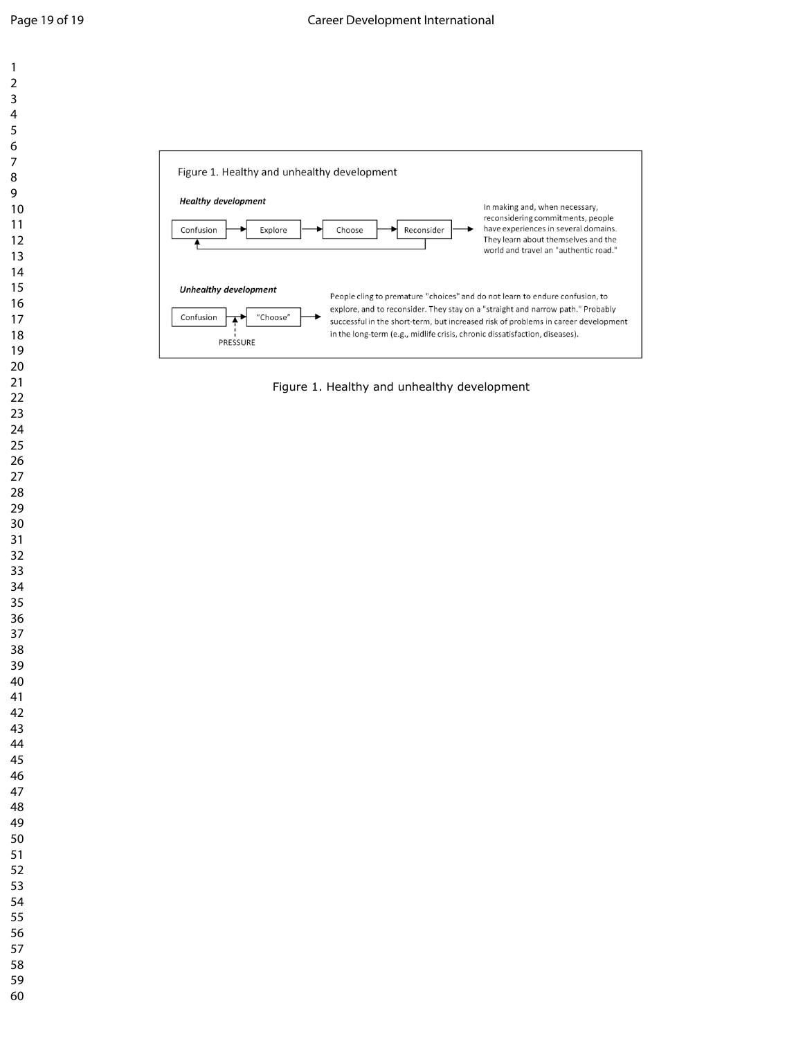Figure 1. Healthy and unhealthy development

***Healthy development***

Confusion → Explore → Choose → Reconsider →

In making and, when necessary, reconsidering commitments, people have experiences in several domains. They learn about themselves and the world and travel an "authentic road."

***Unhealthy development***

Confusion → "Choose" →

PRESSURE

People cling to premature "choices" and do not learn to endure confusion, to explore, and to reconsider. They stay on a "straight and narrow path." Probably successful in the short-term, but increased risk of problems in career development in the long-term (e.g., midlife crisis, chronic dissatisfaction, diseases).

Figure 1. Healthy and unhealthy development